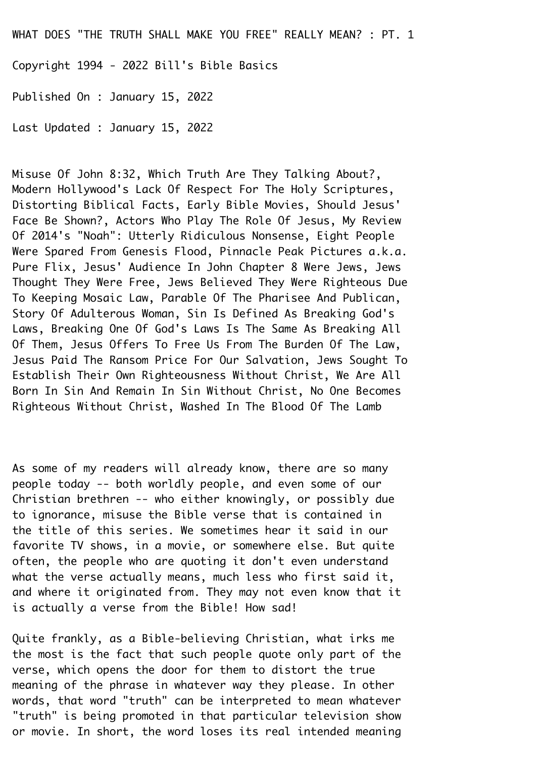# WHAT DOES "THE TRUTH SHALL MAKE YOU FREE" REALLY MEAN? : PT. 1

Copyright 1994 - 2022 Bill's Bible Basics

Published On : January 15, 2022

Last Updated : January 15, 2022

Misuse Of John 8:32, Which Truth Are They Talking About?, Modern Hollywood's Lack Of Respect For The Holy Scriptures, Distorting Biblical Facts, Early Bible Movies, Should Jesus' Face Be Shown?, Actors Who Play The Role Of Jesus, My Review Of 2014's "Noah": Utterly Ridiculous Nonsense, Eight People Were Spared From Genesis Flood, Pinnacle Peak Pictures a.k.a. Pure Flix, Jesus' Audience In John Chapter 8 Were Jews, Jews Thought They Were Free, Jews Believed They Were Righteous Due To Keeping Mosaic Law, Parable Of The Pharisee And Publican, Story Of Adulterous Woman, Sin Is Defined As Breaking God's Laws, Breaking One Of God's Laws Is The Same As Breaking All Of Them, Jesus Offers To Free Us From The Burden Of The Law, Jesus Paid The Ransom Price For Our Salvation, Jews Sought To Establish Their Own Righteousness Without Christ, We Are All Born In Sin And Remain In Sin Without Christ, No One Becomes Righteous Without Christ, Washed In The Blood Of The Lamb

As some of my readers will already know, there are so many people today -- both worldly people, and even some of our Christian brethren -- who either knowingly, or possibly due to ignorance, misuse the Bible verse that is contained in the title of this series. We sometimes hear it said in our favorite TV shows, in a movie, or somewhere else. But quite often, the people who are quoting it don't even understand what the verse actually means, much less who first said it, and where it originated from. They may not even know that it is actually a verse from the Bible! How sad!

Quite frankly, as a Bible-believing Christian, what irks me the most is the fact that such people quote only part of the verse, which opens the door for them to distort the true meaning of the phrase in whatever way they please. In other words, that word "truth" can be interpreted to mean whatever "truth" is being promoted in that particular television show or movie. In short, the word loses its real intended meaning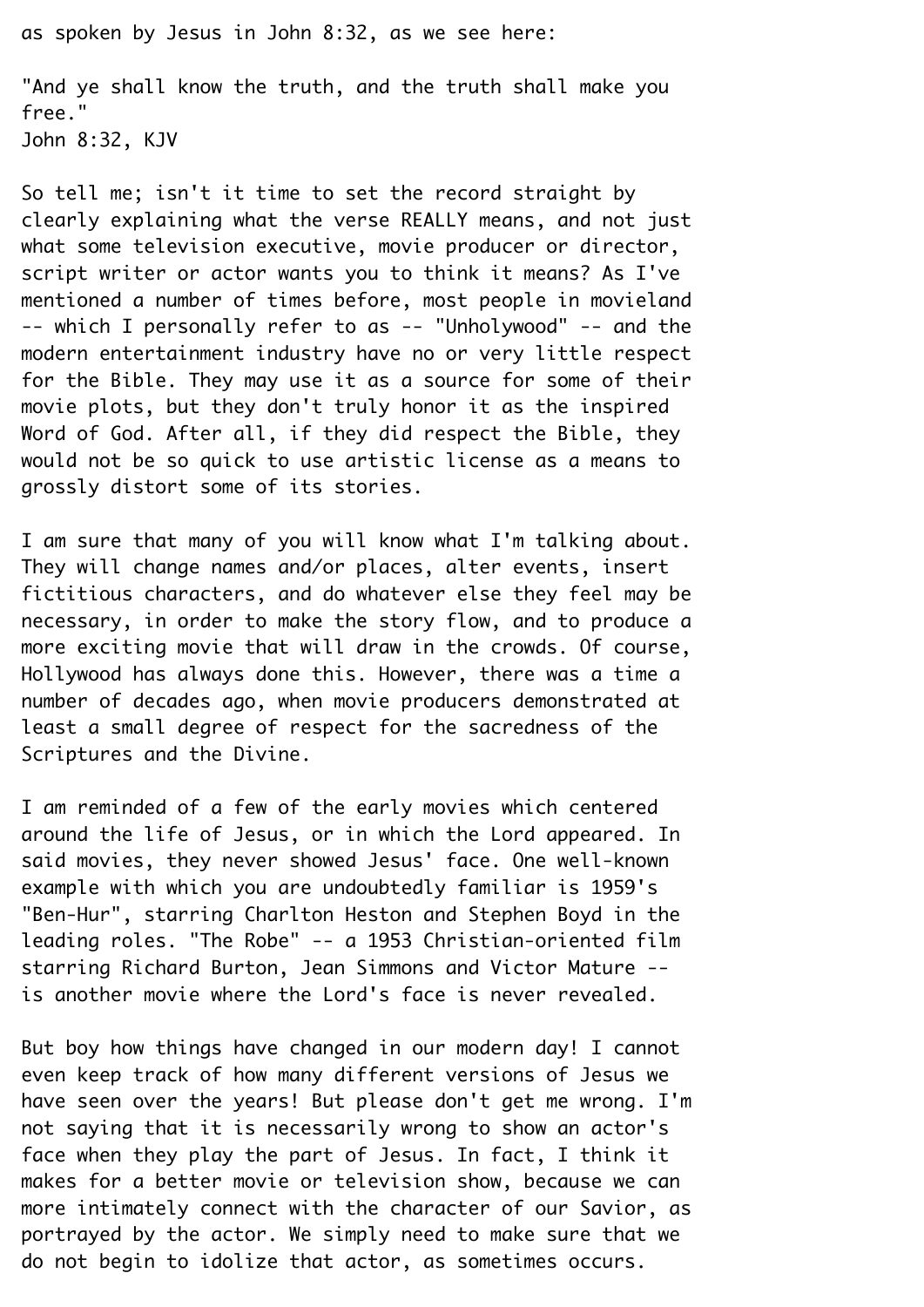as spoken by Jesus in John 8:32, as we see here:

"And ye shall know the truth, and the truth shall make you free."
John 8:32, KJV

So tell me; isn't it time to set the record straight by clearly explaining what the verse REALLY means, and not just what some television executive, movie producer or director, script writer or actor wants you to think it means? As I've mentioned a number of times before, most people in movieland -- which I personally refer to as -- "Unholywood" -- and the modern entertainment industry have no or very little respect for the Bible. They may use it as a source for some of their movie plots, but they don't truly honor it as the inspired Word of God. After all, if they did respect the Bible, they would not be so quick to use artistic license as a means to grossly distort some of its stories.

I am sure that many of you will know what I'm talking about. They will change names and/or places, alter events, insert fictitious characters, and do whatever else they feel may be necessary, in order to make the story flow, and to produce a more exciting movie that will draw in the crowds. Of course, Hollywood has always done this. However, there was a time a number of decades ago, when movie producers demonstrated at least a small degree of respect for the sacredness of the Scriptures and the Divine.

I am reminded of a few of the early movies which centered around the life of Jesus, or in which the Lord appeared. In said movies, they never showed Jesus' face. One well-known example with which you are undoubtedly familiar is 1959's "Ben-Hur", starring Charlton Heston and Stephen Boyd in the leading roles. "The Robe" -- a 1953 Christian-oriented film starring Richard Burton, Jean Simmons and Victor Mature -- is another movie where the Lord's face is never revealed.

But boy how things have changed in our modern day! I cannot even keep track of how many different versions of Jesus we have seen over the years! But please don't get me wrong. I'm not saying that it is necessarily wrong to show an actor's face when they play the part of Jesus. In fact, I think it makes for a better movie or television show, because we can more intimately connect with the character of our Savior, as portrayed by the actor. We simply need to make sure that we do not begin to idolize that actor, as sometimes occurs.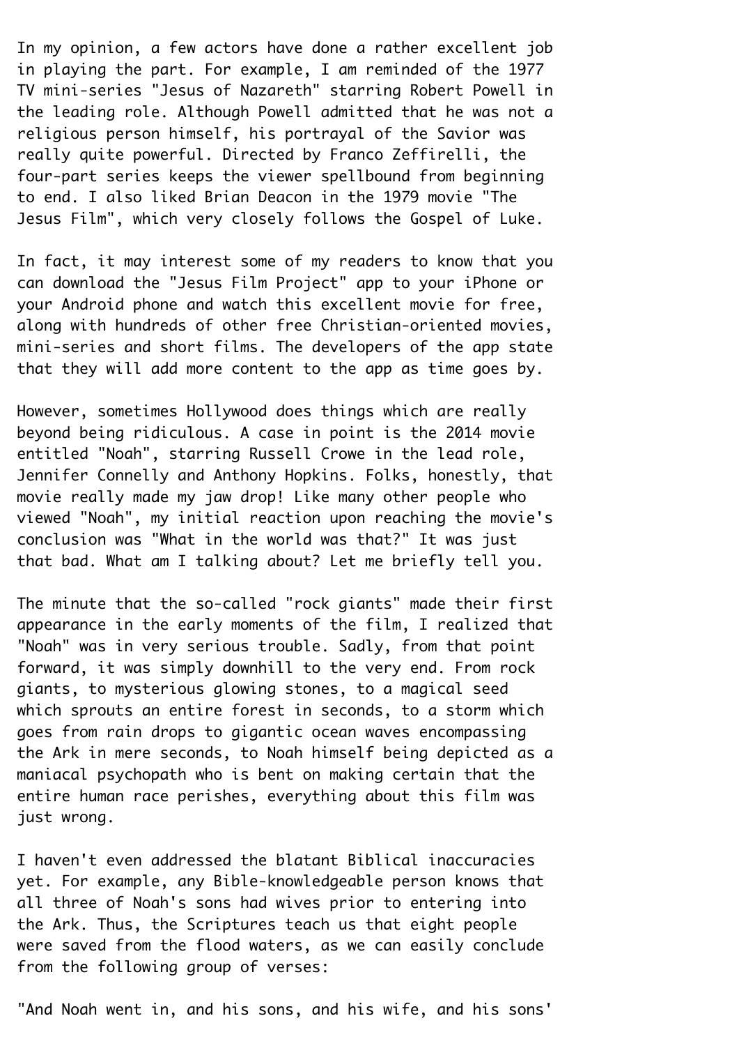In my opinion, a few actors have done a rather excellent job in playing the part. For example, I am reminded of the 1977 TV mini-series "Jesus of Nazareth" starring Robert Powell in the leading role. Although Powell admitted that he was not a religious person himself, his portrayal of the Savior was really quite powerful. Directed by Franco Zeffirelli, the four-part series keeps the viewer spellbound from beginning to end. I also liked Brian Deacon in the 1979 movie "The Jesus Film", which very closely follows the Gospel of Luke.

In fact, it may interest some of my readers to know that you can download the "Jesus Film Project" app to your iPhone or your Android phone and watch this excellent movie for free, along with hundreds of other free Christian-oriented movies, mini-series and short films. The developers of the app state that they will add more content to the app as time goes by.

However, sometimes Hollywood does things which are really beyond being ridiculous. A case in point is the 2014 movie entitled "Noah", starring Russell Crowe in the lead role, Jennifer Connelly and Anthony Hopkins. Folks, honestly, that movie really made my jaw drop! Like many other people who viewed "Noah", my initial reaction upon reaching the movie's conclusion was "What in the world was that?" It was just that bad. What am I talking about? Let me briefly tell you.

The minute that the so-called "rock giants" made their first appearance in the early moments of the film, I realized that "Noah" was in very serious trouble. Sadly, from that point forward, it was simply downhill to the very end. From rock giants, to mysterious glowing stones, to a magical seed which sprouts an entire forest in seconds, to a storm which goes from rain drops to gigantic ocean waves encompassing the Ark in mere seconds, to Noah himself being depicted as a maniacal psychopath who is bent on making certain that the entire human race perishes, everything about this film was just wrong.

I haven't even addressed the blatant Biblical inaccuracies yet. For example, any Bible-knowledgeable person knows that all three of Noah's sons had wives prior to entering into the Ark. Thus, the Scriptures teach us that eight people were saved from the flood waters, as we can easily conclude from the following group of verses:

"And Noah went in, and his sons, and his wife, and his sons'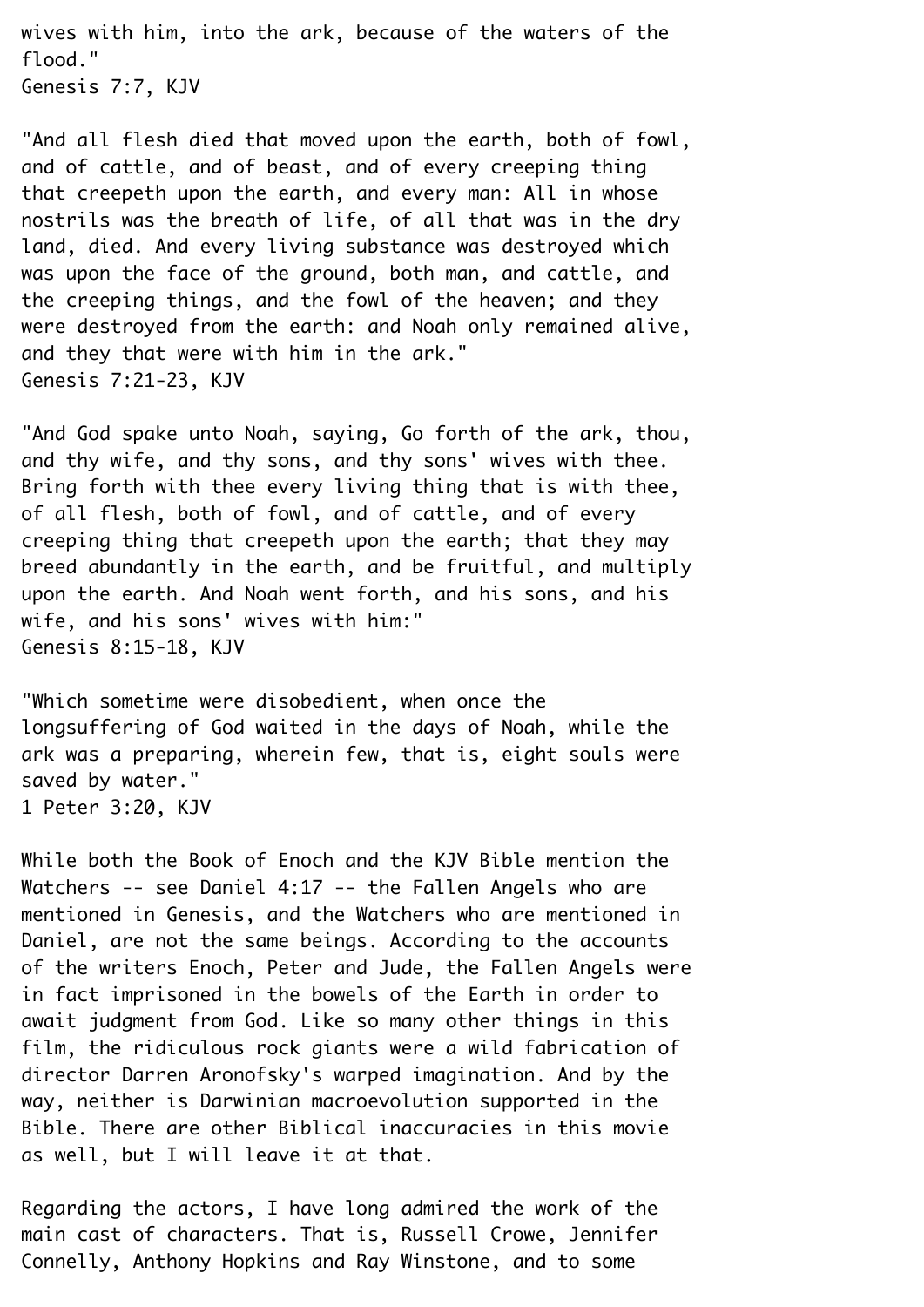wives with him, into the ark, because of the waters of the flood."
Genesis 7:7, KJV

"And all flesh died that moved upon the earth, both of fowl, and of cattle, and of beast, and of every creeping thing that creepeth upon the earth, and every man: All in whose nostrils was the breath of life, of all that was in the dry land, died. And every living substance was destroyed which was upon the face of the ground, both man, and cattle, and the creeping things, and the fowl of the heaven; and they were destroyed from the earth: and Noah only remained alive, and they that were with him in the ark."
Genesis 7:21-23, KJV

"And God spake unto Noah, saying, Go forth of the ark, thou, and thy wife, and thy sons, and thy sons' wives with thee. Bring forth with thee every living thing that is with thee, of all flesh, both of fowl, and of cattle, and of every creeping thing that creepeth upon the earth; that they may breed abundantly in the earth, and be fruitful, and multiply upon the earth. And Noah went forth, and his sons, and his wife, and his sons' wives with him:"
Genesis 8:15-18, KJV

"Which sometime were disobedient, when once the longsuffering of God waited in the days of Noah, while the ark was a preparing, wherein few, that is, eight souls were saved by water."
1 Peter 3:20, KJV

While both the Book of Enoch and the KJV Bible mention the Watchers -- see Daniel 4:17 -- the Fallen Angels who are mentioned in Genesis, and the Watchers who are mentioned in Daniel, are not the same beings. According to the accounts of the writers Enoch, Peter and Jude, the Fallen Angels were in fact imprisoned in the bowels of the Earth in order to await judgment from God. Like so many other things in this film, the ridiculous rock giants were a wild fabrication of director Darren Aronofsky's warped imagination. And by the way, neither is Darwinian macroevolution supported in the Bible. There are other Biblical inaccuracies in this movie as well, but I will leave it at that.

Regarding the actors, I have long admired the work of the main cast of characters. That is, Russell Crowe, Jennifer Connelly, Anthony Hopkins and Ray Winstone, and to some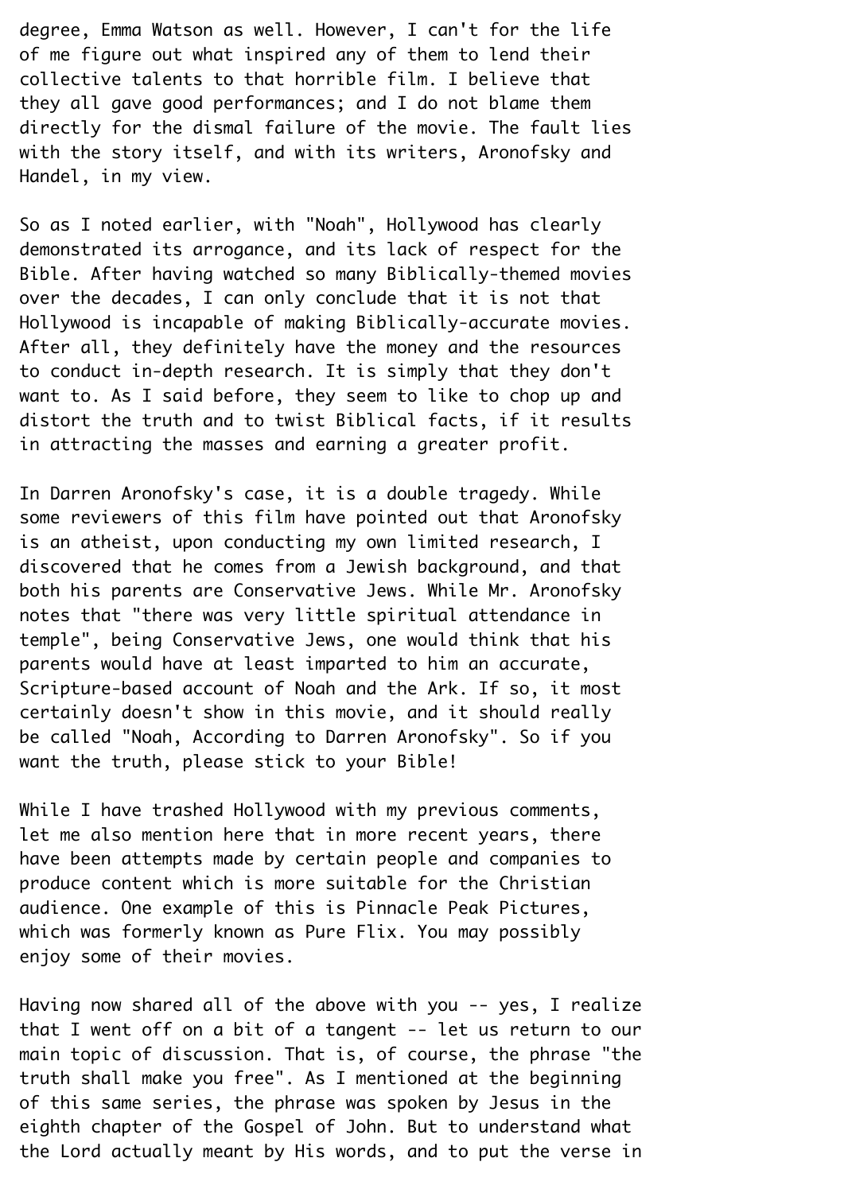degree, Emma Watson as well. However, I can't for the life of me figure out what inspired any of them to lend their collective talents to that horrible film. I believe that they all gave good performances; and I do not blame them directly for the dismal failure of the movie. The fault lies with the story itself, and with its writers, Aronofsky and Handel, in my view.

So as I noted earlier, with "Noah", Hollywood has clearly demonstrated its arrogance, and its lack of respect for the Bible. After having watched so many Biblically-themed movies over the decades, I can only conclude that it is not that Hollywood is incapable of making Biblically-accurate movies. After all, they definitely have the money and the resources to conduct in-depth research. It is simply that they don't want to. As I said before, they seem to like to chop up and distort the truth and to twist Biblical facts, if it results in attracting the masses and earning a greater profit.

In Darren Aronofsky's case, it is a double tragedy. While some reviewers of this film have pointed out that Aronofsky is an atheist, upon conducting my own limited research, I discovered that he comes from a Jewish background, and that both his parents are Conservative Jews. While Mr. Aronofsky notes that "there was very little spiritual attendance in temple", being Conservative Jews, one would think that his parents would have at least imparted to him an accurate, Scripture-based account of Noah and the Ark. If so, it most certainly doesn't show in this movie, and it should really be called "Noah, According to Darren Aronofsky". So if you want the truth, please stick to your Bible!

While I have trashed Hollywood with my previous comments, let me also mention here that in more recent years, there have been attempts made by certain people and companies to produce content which is more suitable for the Christian audience. One example of this is Pinnacle Peak Pictures, which was formerly known as Pure Flix. You may possibly enjoy some of their movies.

Having now shared all of the above with you -- yes, I realize that I went off on a bit of a tangent -- let us return to our main topic of discussion. That is, of course, the phrase "the truth shall make you free". As I mentioned at the beginning of this same series, the phrase was spoken by Jesus in the eighth chapter of the Gospel of John. But to understand what the Lord actually meant by His words, and to put the verse in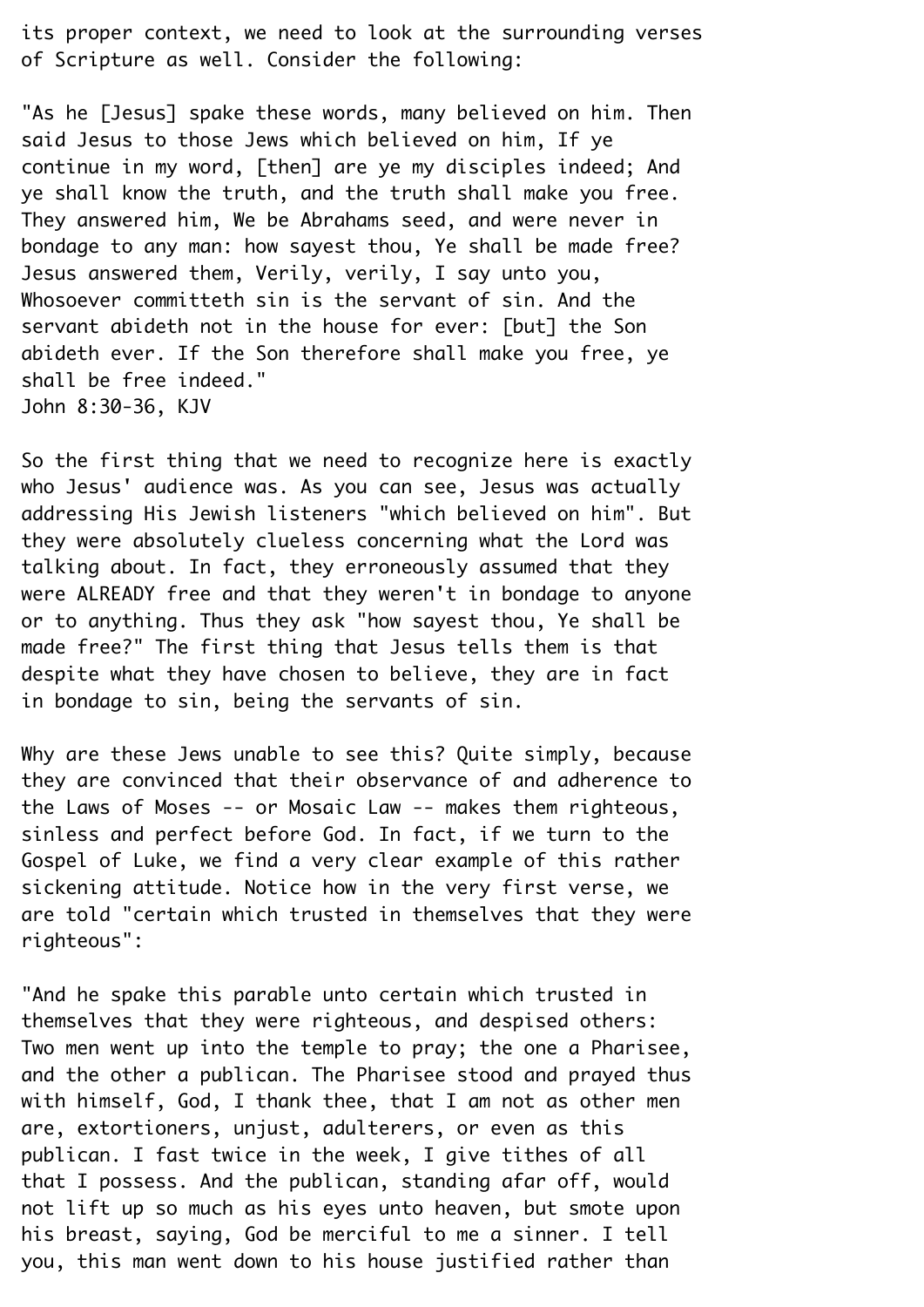its proper context, we need to look at the surrounding verses of Scripture as well. Consider the following:

"As he [Jesus] spake these words, many believed on him. Then said Jesus to those Jews which believed on him, If ye continue in my word, [then] are ye my disciples indeed; And ye shall know the truth, and the truth shall make you free. They answered him, We be Abrahams seed, and were never in bondage to any man: how sayest thou, Ye shall be made free? Jesus answered them, Verily, verily, I say unto you, Whosoever committeth sin is the servant of sin. And the servant abideth not in the house for ever: [but] the Son abideth ever. If the Son therefore shall make you free, ye shall be free indeed."
John 8:30-36, KJV

So the first thing that we need to recognize here is exactly who Jesus' audience was. As you can see, Jesus was actually addressing His Jewish listeners "which believed on him". But they were absolutely clueless concerning what the Lord was talking about. In fact, they erroneously assumed that they were ALREADY free and that they weren't in bondage to anyone or to anything. Thus they ask "how sayest thou, Ye shall be made free?" The first thing that Jesus tells them is that despite what they have chosen to believe, they are in fact in bondage to sin, being the servants of sin.

Why are these Jews unable to see this? Quite simply, because they are convinced that their observance of and adherence to the Laws of Moses -- or Mosaic Law -- makes them righteous, sinless and perfect before God. In fact, if we turn to the Gospel of Luke, we find a very clear example of this rather sickening attitude. Notice how in the very first verse, we are told "certain which trusted in themselves that they were righteous":

"And he spake this parable unto certain which trusted in themselves that they were righteous, and despised others: Two men went up into the temple to pray; the one a Pharisee, and the other a publican. The Pharisee stood and prayed thus with himself, God, I thank thee, that I am not as other men are, extortioners, unjust, adulterers, or even as this publican. I fast twice in the week, I give tithes of all that I possess. And the publican, standing afar off, would not lift up so much as his eyes unto heaven, but smote upon his breast, saying, God be merciful to me a sinner. I tell you, this man went down to his house justified rather than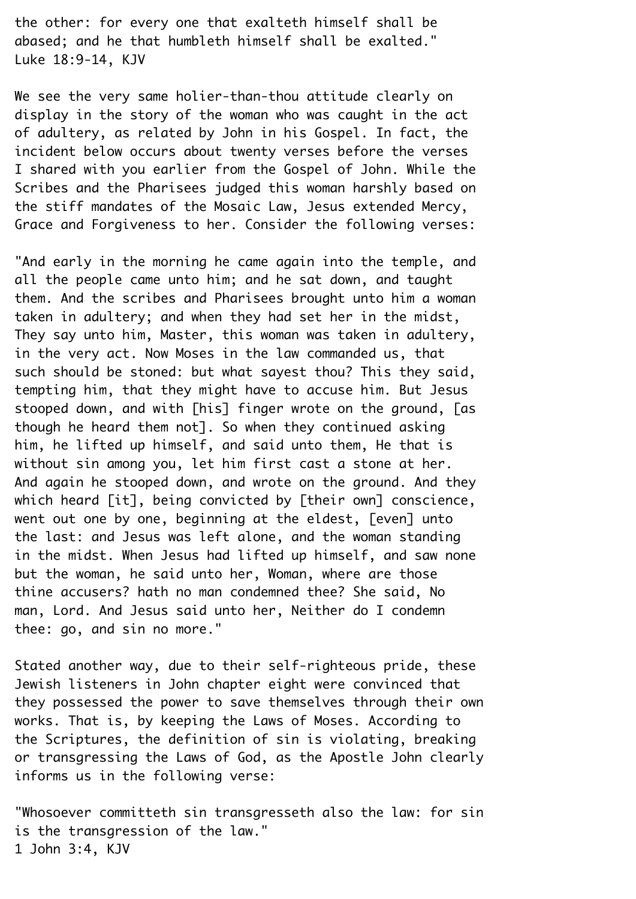the other: for every one that exalteth himself shall be abased; and he that humbleth himself shall be exalted."
Luke 18:9-14, KJV

We see the very same holier-than-thou attitude clearly on display in the story of the woman who was caught in the act of adultery, as related by John in his Gospel. In fact, the incident below occurs about twenty verses before the verses I shared with you earlier from the Gospel of John. While the Scribes and the Pharisees judged this woman harshly based on the stiff mandates of the Mosaic Law, Jesus extended Mercy, Grace and Forgiveness to her. Consider the following verses:

"And early in the morning he came again into the temple, and all the people came unto him; and he sat down, and taught them. And the scribes and Pharisees brought unto him a woman taken in adultery; and when they had set her in the midst, They say unto him, Master, this woman was taken in adultery, in the very act. Now Moses in the law commanded us, that such should be stoned: but what sayest thou? This they said, tempting him, that they might have to accuse him. But Jesus stooped down, and with [his] finger wrote on the ground, [as though he heard them not]. So when they continued asking him, he lifted up himself, and said unto them, He that is without sin among you, let him first cast a stone at her. And again he stooped down, and wrote on the ground. And they which heard [it], being convicted by [their own] conscience, went out one by one, beginning at the eldest, [even] unto the last: and Jesus was left alone, and the woman standing in the midst. When Jesus had lifted up himself, and saw none but the woman, he said unto her, Woman, where are those thine accusers? hath no man condemned thee? She said, No man, Lord. And Jesus said unto her, Neither do I condemn thee: go, and sin no more."

Stated another way, due to their self-righteous pride, these Jewish listeners in John chapter eight were convinced that they possessed the power to save themselves through their own works. That is, by keeping the Laws of Moses. According to the Scriptures, the definition of sin is violating, breaking or transgressing the Laws of God, as the Apostle John clearly informs us in the following verse:

"Whosoever committeth sin transgresseth also the law: for sin is the transgression of the law."
1 John 3:4, KJV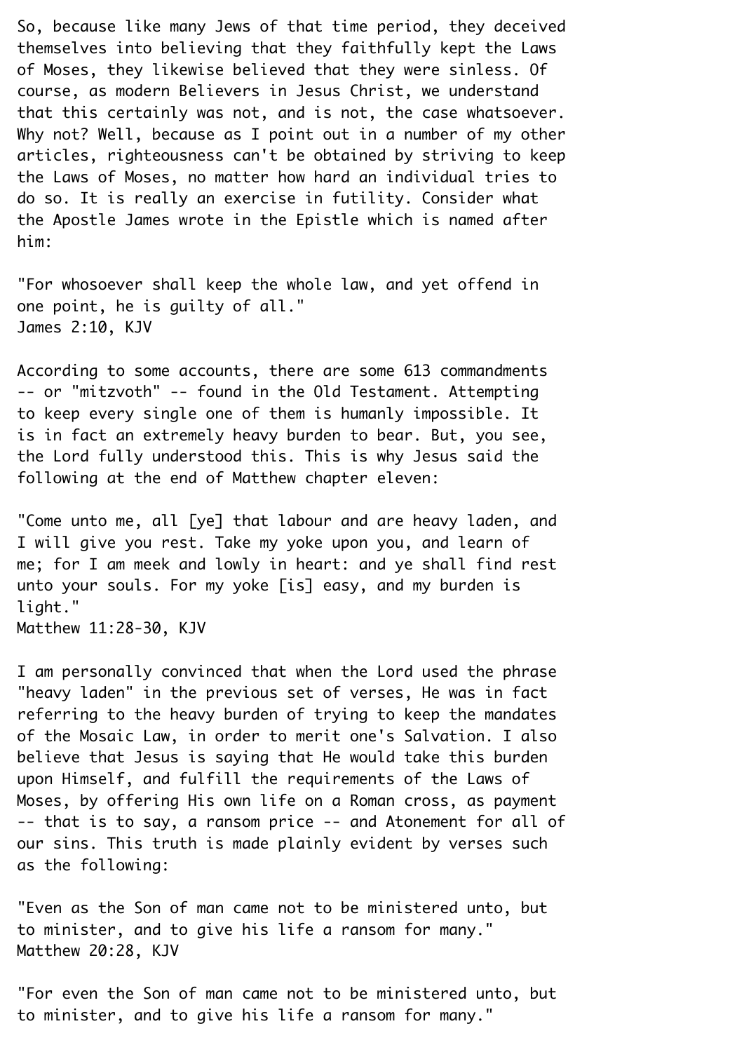So, because like many Jews of that time period, they deceived themselves into believing that they faithfully kept the Laws of Moses, they likewise believed that they were sinless. Of course, as modern Believers in Jesus Christ, we understand that this certainly was not, and is not, the case whatsoever. Why not? Well, because as I point out in a number of my other articles, righteousness can't be obtained by striving to keep the Laws of Moses, no matter how hard an individual tries to do so. It is really an exercise in futility. Consider what the Apostle James wrote in the Epistle which is named after him:

"For whosoever shall keep the whole law, and yet offend in one point, he is guilty of all."
James 2:10, KJV

According to some accounts, there are some 613 commandments -- or "mitzvoth" -- found in the Old Testament. Attempting to keep every single one of them is humanly impossible. It is in fact an extremely heavy burden to bear. But, you see, the Lord fully understood this. This is why Jesus said the following at the end of Matthew chapter eleven:

"Come unto me, all [ye] that labour and are heavy laden, and I will give you rest. Take my yoke upon you, and learn of me; for I am meek and lowly in heart: and ye shall find rest unto your souls. For my yoke [is] easy, and my burden is light."
Matthew 11:28-30, KJV

I am personally convinced that when the Lord used the phrase "heavy laden" in the previous set of verses, He was in fact referring to the heavy burden of trying to keep the mandates of the Mosaic Law, in order to merit one's Salvation. I also believe that Jesus is saying that He would take this burden upon Himself, and fulfill the requirements of the Laws of Moses, by offering His own life on a Roman cross, as payment -- that is to say, a ransom price -- and Atonement for all of our sins. This truth is made plainly evident by verses such as the following:

"Even as the Son of man came not to be ministered unto, but to minister, and to give his life a ransom for many."
Matthew 20:28, KJV

"For even the Son of man came not to be ministered unto, but to minister, and to give his life a ransom for many."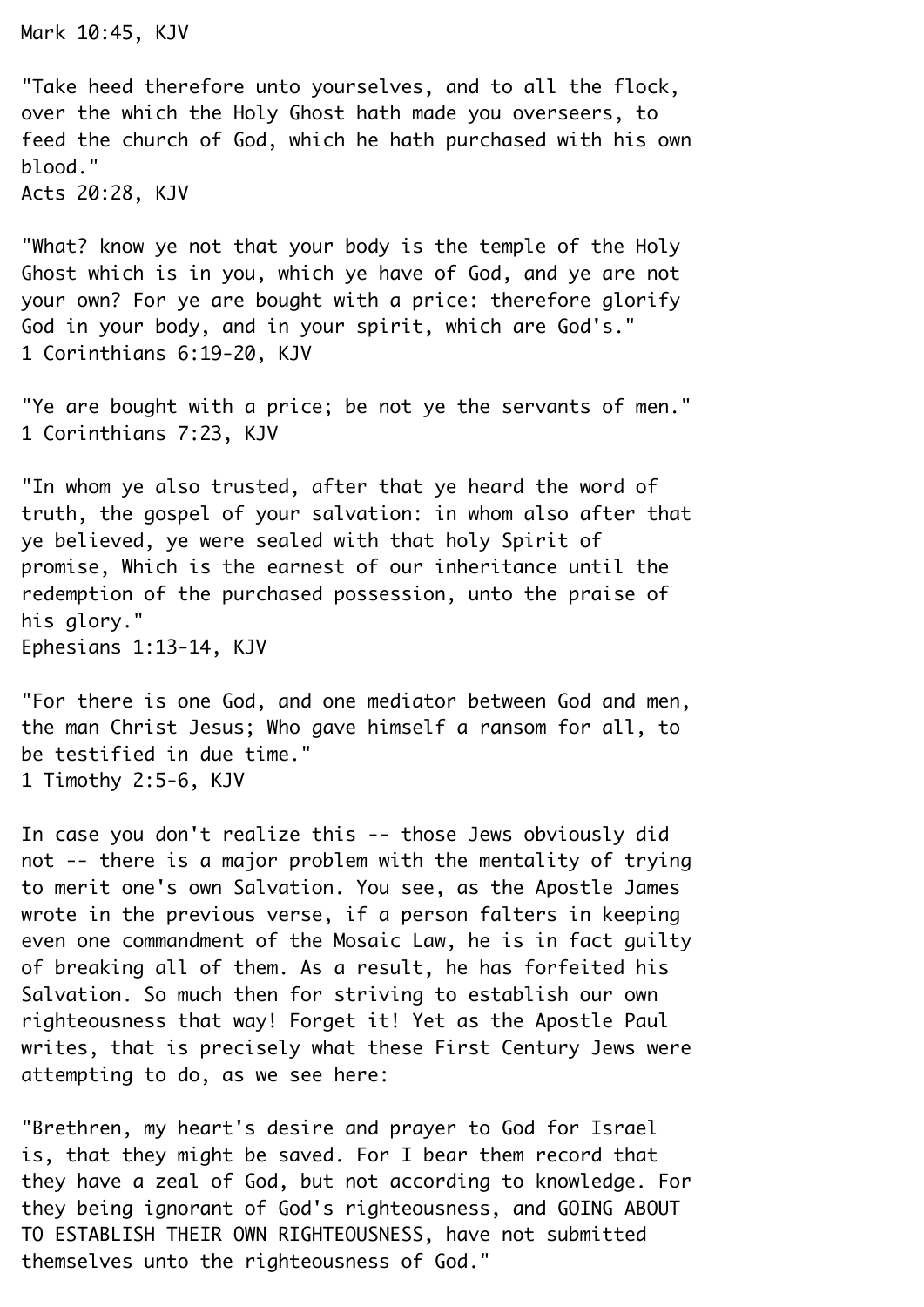Mark 10:45, KJV

"Take heed therefore unto yourselves, and to all the flock, over the which the Holy Ghost hath made you overseers, to feed the church of God, which he hath purchased with his own blood."
Acts 20:28, KJV

"What? know ye not that your body is the temple of the Holy Ghost which is in you, which ye have of God, and ye are not your own? For ye are bought with a price: therefore glorify God in your body, and in your spirit, which are God's."
1 Corinthians 6:19-20, KJV

"Ye are bought with a price; be not ye the servants of men."
1 Corinthians 7:23, KJV

"In whom ye also trusted, after that ye heard the word of truth, the gospel of your salvation: in whom also after that ye believed, ye were sealed with that holy Spirit of promise, Which is the earnest of our inheritance until the redemption of the purchased possession, unto the praise of his glory."
Ephesians 1:13-14, KJV

"For there is one God, and one mediator between God and men, the man Christ Jesus; Who gave himself a ransom for all, to be testified in due time."
1 Timothy 2:5-6, KJV

In case you don't realize this -- those Jews obviously did not -- there is a major problem with the mentality of trying to merit one's own Salvation. You see, as the Apostle James wrote in the previous verse, if a person falters in keeping even one commandment of the Mosaic Law, he is in fact guilty of breaking all of them. As a result, he has forfeited his Salvation. So much then for striving to establish our own righteousness that way! Forget it! Yet as the Apostle Paul writes, that is precisely what these First Century Jews were attempting to do, as we see here:

"Brethren, my heart's desire and prayer to God for Israel is, that they might be saved. For I bear them record that they have a zeal of God, but not according to knowledge. For they being ignorant of God's righteousness, and GOING ABOUT TO ESTABLISH THEIR OWN RIGHTEOUSNESS, have not submitted themselves unto the righteousness of God."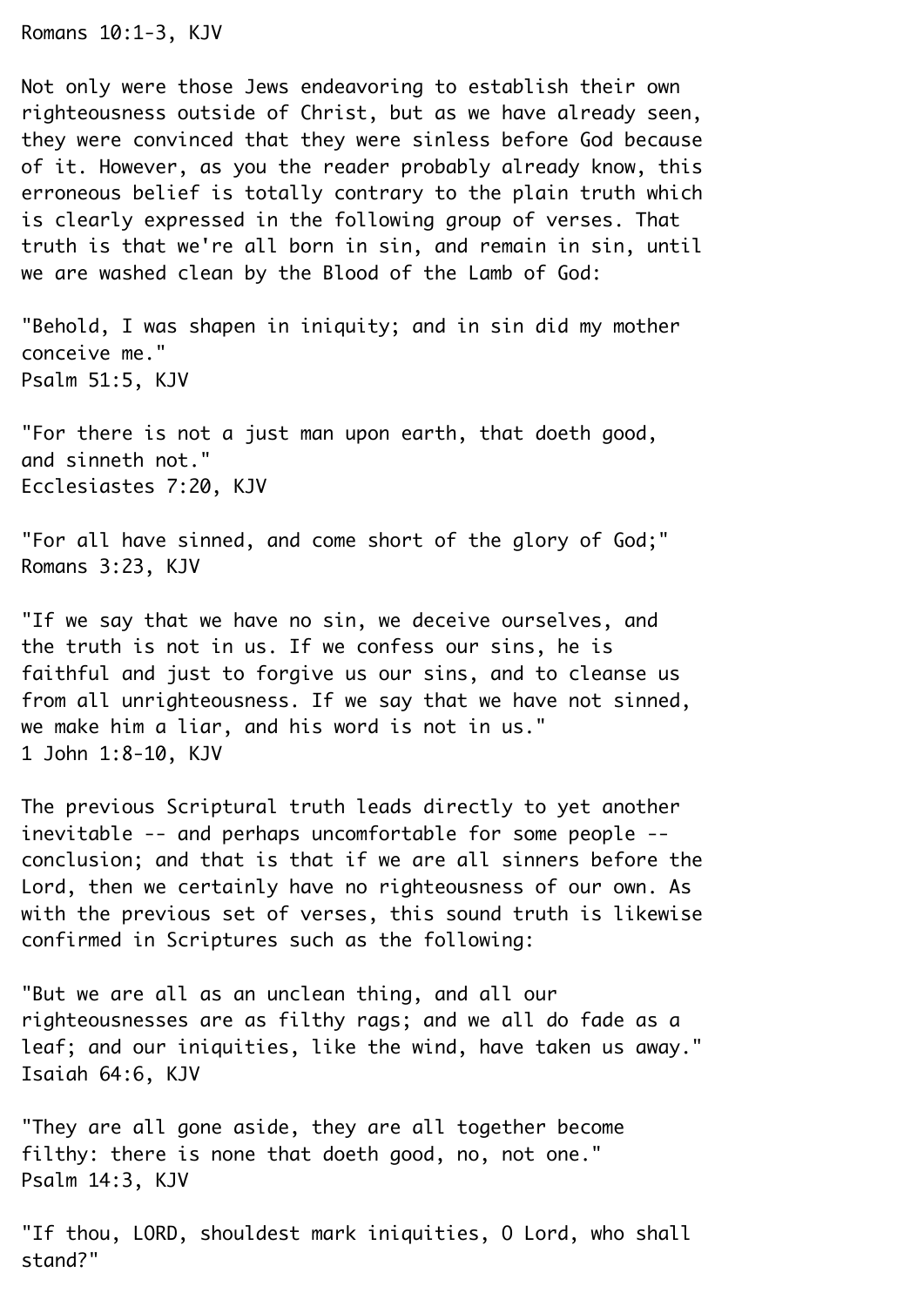Romans 10:1-3, KJV

Not only were those Jews endeavoring to establish their own righteousness outside of Christ, but as we have already seen, they were convinced that they were sinless before God because of it. However, as you the reader probably already know, this erroneous belief is totally contrary to the plain truth which is clearly expressed in the following group of verses. That truth is that we're all born in sin, and remain in sin, until we are washed clean by the Blood of the Lamb of God:

"Behold, I was shapen in iniquity; and in sin did my mother conceive me."
Psalm 51:5, KJV

"For there is not a just man upon earth, that doeth good, and sinneth not."
Ecclesiastes 7:20, KJV

"For all have sinned, and come short of the glory of God;"
Romans 3:23, KJV

"If we say that we have no sin, we deceive ourselves, and the truth is not in us. If we confess our sins, he is faithful and just to forgive us our sins, and to cleanse us from all unrighteousness. If we say that we have not sinned, we make him a liar, and his word is not in us."
1 John 1:8-10, KJV

The previous Scriptural truth leads directly to yet another inevitable -- and perhaps uncomfortable for some people -- conclusion; and that is that if we are all sinners before the Lord, then we certainly have no righteousness of our own. As with the previous set of verses, this sound truth is likewise confirmed in Scriptures such as the following:

"But we are all as an unclean thing, and all our righteousnesses are as filthy rags; and we all do fade as a leaf; and our iniquities, like the wind, have taken us away."
Isaiah 64:6, KJV

"They are all gone aside, they are all together become filthy: there is none that doeth good, no, not one."
Psalm 14:3, KJV

"If thou, LORD, shouldest mark iniquities, O Lord, who shall stand?"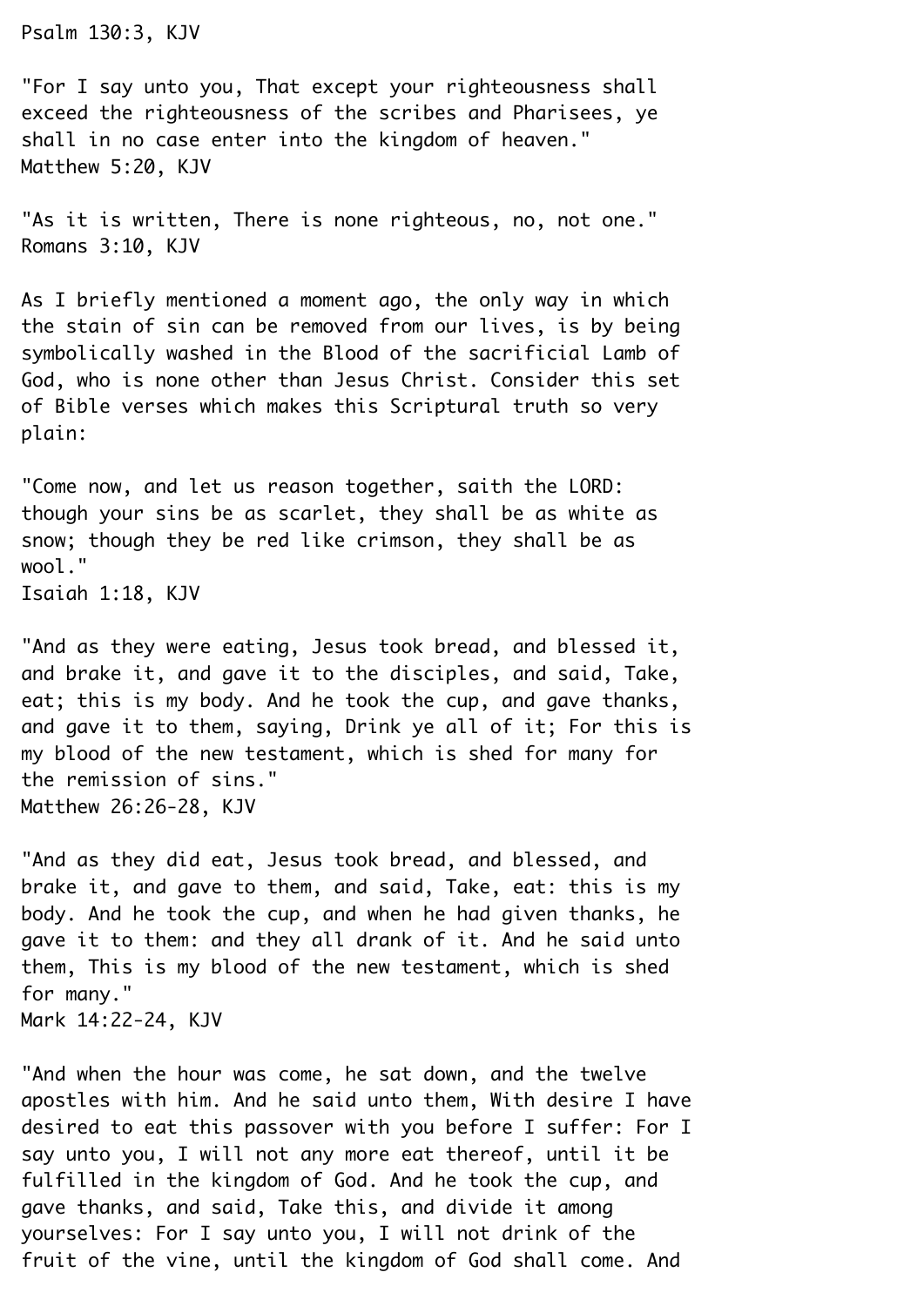Psalm 130:3, KJV

"For I say unto you, That except your righteousness shall exceed the righteousness of the scribes and Pharisees, ye shall in no case enter into the kingdom of heaven."
Matthew 5:20, KJV

"As it is written, There is none righteous, no, not one."
Romans 3:10, KJV

As I briefly mentioned a moment ago, the only way in which the stain of sin can be removed from our lives, is by being symbolically washed in the Blood of the sacrificial Lamb of God, who is none other than Jesus Christ. Consider this set of Bible verses which makes this Scriptural truth so very plain:

"Come now, and let us reason together, saith the LORD: though your sins be as scarlet, they shall be as white as snow; though they be red like crimson, they shall be as wool."
Isaiah 1:18, KJV

"And as they were eating, Jesus took bread, and blessed it, and brake it, and gave it to the disciples, and said, Take, eat; this is my body. And he took the cup, and gave thanks, and gave it to them, saying, Drink ye all of it; For this is my blood of the new testament, which is shed for many for the remission of sins."
Matthew 26:26-28, KJV

"And as they did eat, Jesus took bread, and blessed, and brake it, and gave to them, and said, Take, eat: this is my body. And he took the cup, and when he had given thanks, he gave it to them: and they all drank of it. And he said unto them, This is my blood of the new testament, which is shed for many."
Mark 14:22-24, KJV

"And when the hour was come, he sat down, and the twelve apostles with him. And he said unto them, With desire I have desired to eat this passover with you before I suffer: For I say unto you, I will not any more eat thereof, until it be fulfilled in the kingdom of God. And he took the cup, and gave thanks, and said, Take this, and divide it among yourselves: For I say unto you, I will not drink of the fruit of the vine, until the kingdom of God shall come. And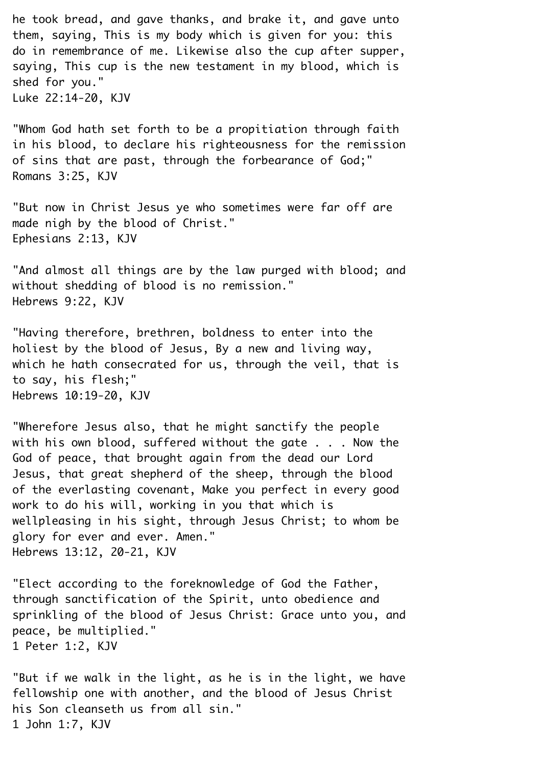he took bread, and gave thanks, and brake it, and gave unto them, saying, This is my body which is given for you: this do in remembrance of me. Likewise also the cup after supper, saying, This cup is the new testament in my blood, which is shed for you."
Luke 22:14-20, KJV

"Whom God hath set forth to be a propitiation through faith in his blood, to declare his righteousness for the remission of sins that are past, through the forbearance of God;"
Romans 3:25, KJV

"But now in Christ Jesus ye who sometimes were far off are made nigh by the blood of Christ."
Ephesians 2:13, KJV

"And almost all things are by the law purged with blood; and without shedding of blood is no remission."
Hebrews 9:22, KJV

"Having therefore, brethren, boldness to enter into the holiest by the blood of Jesus, By a new and living way, which he hath consecrated for us, through the veil, that is to say, his flesh;"
Hebrews 10:19-20, KJV

"Wherefore Jesus also, that he might sanctify the people with his own blood, suffered without the gate . . . Now the God of peace, that brought again from the dead our Lord Jesus, that great shepherd of the sheep, through the blood of the everlasting covenant, Make you perfect in every good work to do his will, working in you that which is wellpleasing in his sight, through Jesus Christ; to whom be glory for ever and ever. Amen."
Hebrews 13:12, 20-21, KJV

"Elect according to the foreknowledge of God the Father, through sanctification of the Spirit, unto obedience and sprinkling of the blood of Jesus Christ: Grace unto you, and peace, be multiplied."
1 Peter 1:2, KJV

"But if we walk in the light, as he is in the light, we have fellowship one with another, and the blood of Jesus Christ his Son cleanseth us from all sin."
1 John 1:7, KJV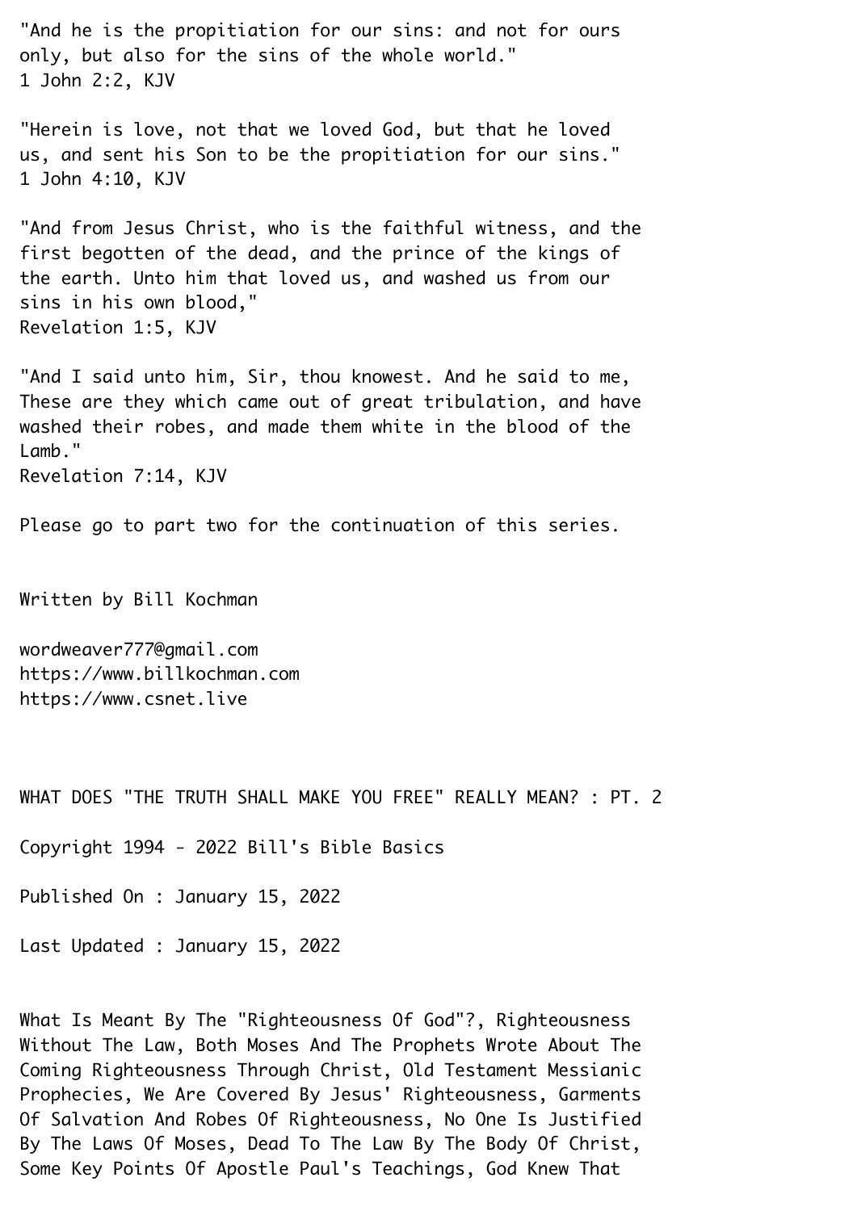"And he is the propitiation for our sins: and not for ours only, but also for the sins of the whole world."
1 John 2:2, KJV

"Herein is love, not that we loved God, but that he loved us, and sent his Son to be the propitiation for our sins."
1 John 4:10, KJV

"And from Jesus Christ, who is the faithful witness, and the first begotten of the dead, and the prince of the kings of the earth. Unto him that loved us, and washed us from our sins in his own blood,"
Revelation 1:5, KJV

"And I said unto him, Sir, thou knowest. And he said to me, These are they which came out of great tribulation, and have washed their robes, and made them white in the blood of the Lamb."
Revelation 7:14, KJV

Please go to part two for the continuation of this series.

Written by Bill Kochman

wordweaver777@gmail.com
https://www.billkochman.com
https://www.csnet.live

# WHAT DOES "THE TRUTH SHALL MAKE YOU FREE" REALLY MEAN? : PT. 2

Copyright 1994 - 2022 Bill's Bible Basics

Published On : January 15, 2022

Last Updated : January 15, 2022

What Is Meant By The "Righteousness Of God"?, Righteousness Without The Law, Both Moses And The Prophets Wrote About The Coming Righteousness Through Christ, Old Testament Messianic Prophecies, We Are Covered By Jesus' Righteousness, Garments Of Salvation And Robes Of Righteousness, No One Is Justified By The Laws Of Moses, Dead To The Law By The Body Of Christ, Some Key Points Of Apostle Paul's Teachings, God Knew That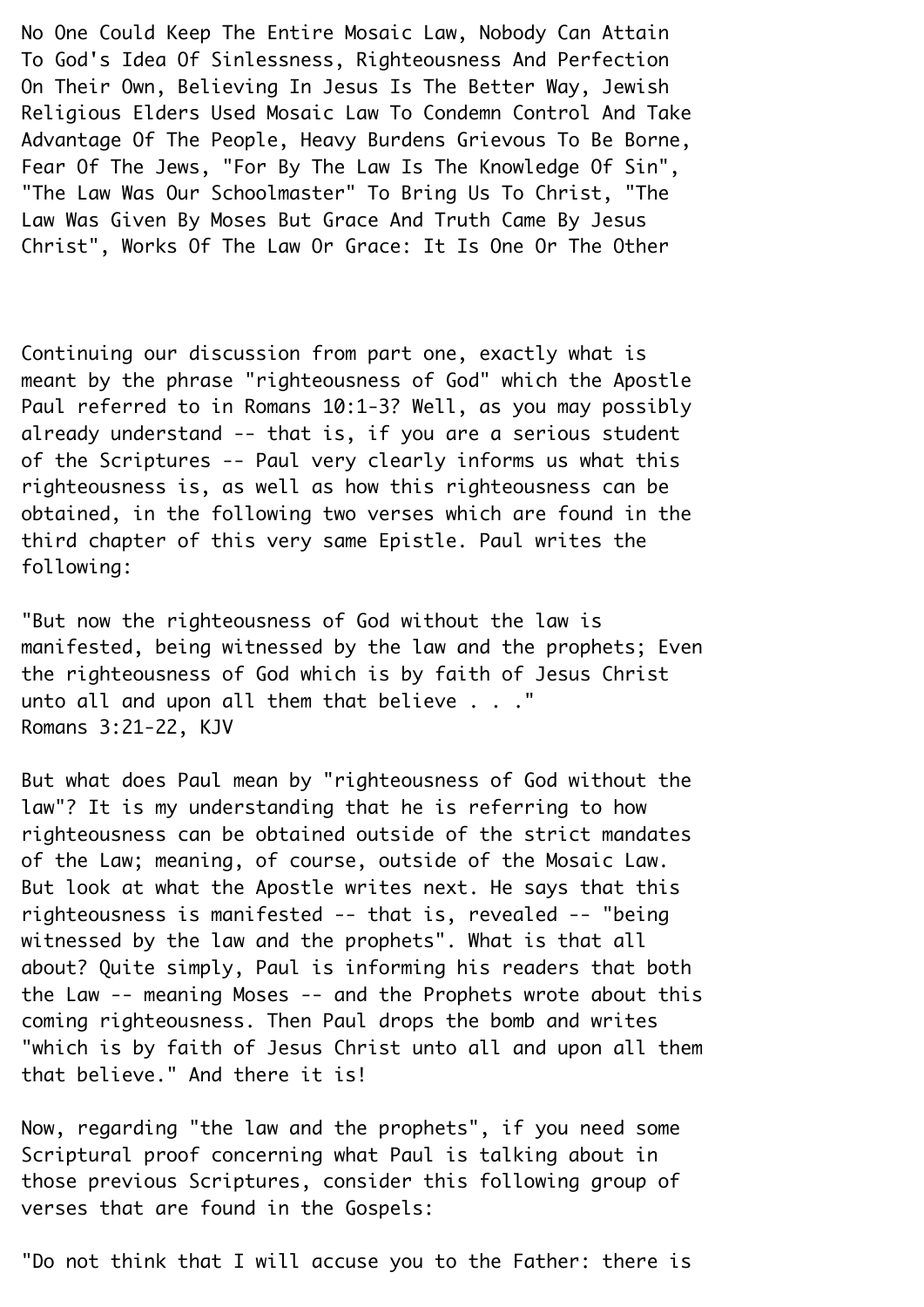No One Could Keep The Entire Mosaic Law, Nobody Can Attain To God's Idea Of Sinlessness, Righteousness And Perfection On Their Own, Believing In Jesus Is The Better Way, Jewish Religious Elders Used Mosaic Law To Condemn Control And Take Advantage Of The People, Heavy Burdens Grievous To Be Borne, Fear Of The Jews, "For By The Law Is The Knowledge Of Sin", "The Law Was Our Schoolmaster" To Bring Us To Christ, "The Law Was Given By Moses But Grace And Truth Came By Jesus Christ", Works Of The Law Or Grace: It Is One Or The Other

Continuing our discussion from part one, exactly what is meant by the phrase "righteousness of God" which the Apostle Paul referred to in Romans 10:1-3? Well, as you may possibly already understand -- that is, if you are a serious student of the Scriptures -- Paul very clearly informs us what this righteousness is, as well as how this righteousness can be obtained, in the following two verses which are found in the third chapter of this very same Epistle. Paul writes the following:

"But now the righteousness of God without the law is manifested, being witnessed by the law and the prophets; Even the righteousness of God which is by faith of Jesus Christ unto all and upon all them that believe . . ."
Romans 3:21-22, KJV

But what does Paul mean by "righteousness of God without the law"? It is my understanding that he is referring to how righteousness can be obtained outside of the strict mandates of the Law; meaning, of course, outside of the Mosaic Law. But look at what the Apostle writes next. He says that this righteousness is manifested -- that is, revealed -- "being witnessed by the law and the prophets". What is that all about? Quite simply, Paul is informing his readers that both the Law -- meaning Moses -- and the Prophets wrote about this coming righteousness. Then Paul drops the bomb and writes "which is by faith of Jesus Christ unto all and upon all them that believe." And there it is!

Now, regarding "the law and the prophets", if you need some Scriptural proof concerning what Paul is talking about in those previous Scriptures, consider this following group of verses that are found in the Gospels:

"Do not think that I will accuse you to the Father: there is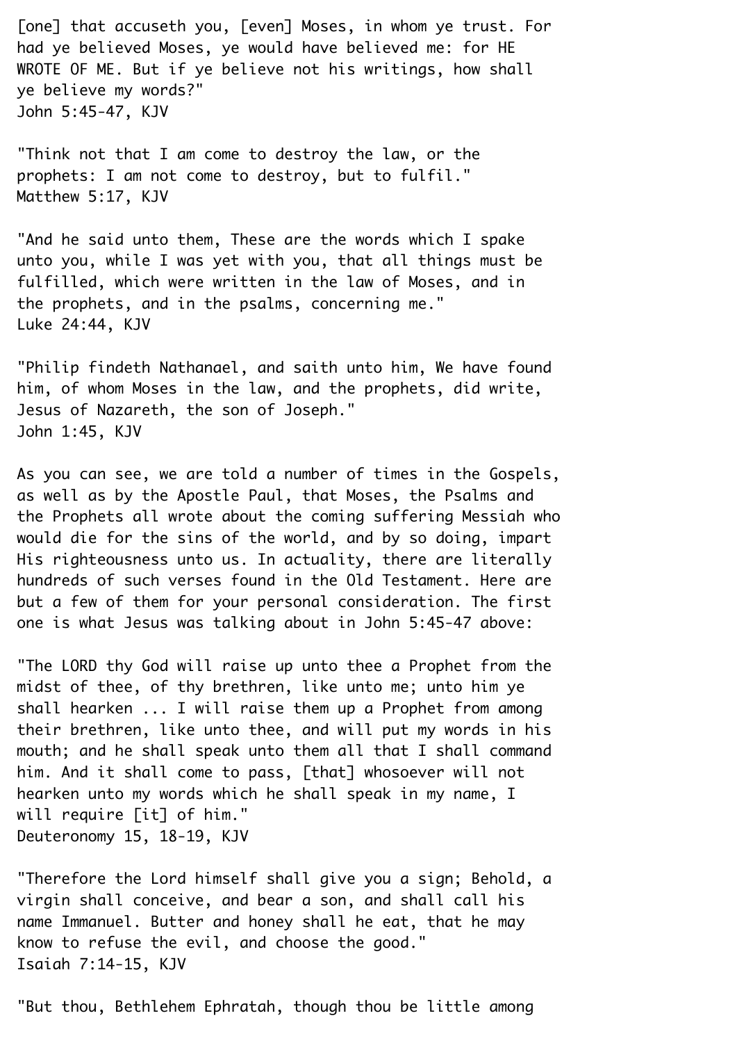[one] that accuseth you, [even] Moses, in whom ye trust. For had ye believed Moses, ye would have believed me: for HE WROTE OF ME. But if ye believe not his writings, how shall ye believe my words?"
John 5:45-47, KJV

"Think not that I am come to destroy the law, or the prophets: I am not come to destroy, but to fulfil."
Matthew 5:17, KJV

"And he said unto them, These are the words which I spake unto you, while I was yet with you, that all things must be fulfilled, which were written in the law of Moses, and in the prophets, and in the psalms, concerning me."
Luke 24:44, KJV

"Philip findeth Nathanael, and saith unto him, We have found him, of whom Moses in the law, and the prophets, did write, Jesus of Nazareth, the son of Joseph."
John 1:45, KJV

As you can see, we are told a number of times in the Gospels, as well as by the Apostle Paul, that Moses, the Psalms and the Prophets all wrote about the coming suffering Messiah who would die for the sins of the world, and by so doing, impart His righteousness unto us. In actuality, there are literally hundreds of such verses found in the Old Testament. Here are but a few of them for your personal consideration. The first one is what Jesus was talking about in John 5:45-47 above:

"The LORD thy God will raise up unto thee a Prophet from the midst of thee, of thy brethren, like unto me; unto him ye shall hearken ... I will raise them up a Prophet from among their brethren, like unto thee, and will put my words in his mouth; and he shall speak unto them all that I shall command him. And it shall come to pass, [that] whosoever will not hearken unto my words which he shall speak in my name, I will require [it] of him."
Deuteronomy 15, 18-19, KJV

"Therefore the Lord himself shall give you a sign; Behold, a virgin shall conceive, and bear a son, and shall call his name Immanuel. Butter and honey shall he eat, that he may know to refuse the evil, and choose the good."
Isaiah 7:14-15, KJV

"But thou, Bethlehem Ephratah, though thou be little among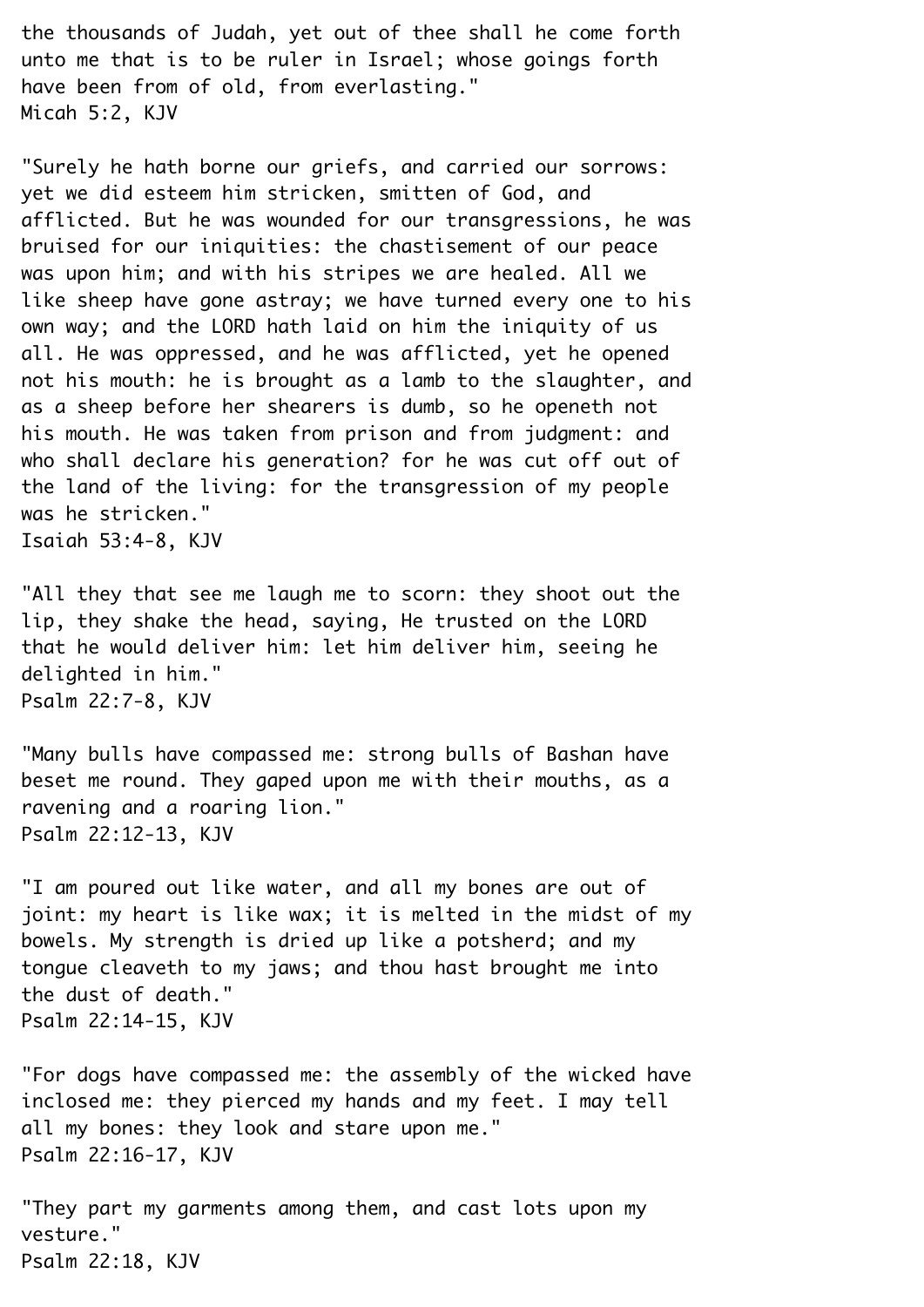the thousands of Judah, yet out of thee shall he come forth unto me that is to be ruler in Israel; whose goings forth have been from of old, from everlasting."
Micah 5:2, KJV

"Surely he hath borne our griefs, and carried our sorrows: yet we did esteem him stricken, smitten of God, and afflicted. But he was wounded for our transgressions, he was bruised for our iniquities: the chastisement of our peace was upon him; and with his stripes we are healed. All we like sheep have gone astray; we have turned every one to his own way; and the LORD hath laid on him the iniquity of us all. He was oppressed, and he was afflicted, yet he opened not his mouth: he is brought as a lamb to the slaughter, and as a sheep before her shearers is dumb, so he openeth not his mouth. He was taken from prison and from judgment: and who shall declare his generation? for he was cut off out of the land of the living: for the transgression of my people was he stricken."
Isaiah 53:4-8, KJV

"All they that see me laugh me to scorn: they shoot out the lip, they shake the head, saying, He trusted on the LORD that he would deliver him: let him deliver him, seeing he delighted in him."
Psalm 22:7-8, KJV

"Many bulls have compassed me: strong bulls of Bashan have beset me round. They gaped upon me with their mouths, as a ravening and a roaring lion."
Psalm 22:12-13, KJV

"I am poured out like water, and all my bones are out of joint: my heart is like wax; it is melted in the midst of my bowels. My strength is dried up like a potsherd; and my tongue cleaveth to my jaws; and thou hast brought me into the dust of death."
Psalm 22:14-15, KJV

"For dogs have compassed me: the assembly of the wicked have inclosed me: they pierced my hands and my feet. I may tell all my bones: they look and stare upon me."
Psalm 22:16-17, KJV

"They part my garments among them, and cast lots upon my vesture."
Psalm 22:18, KJV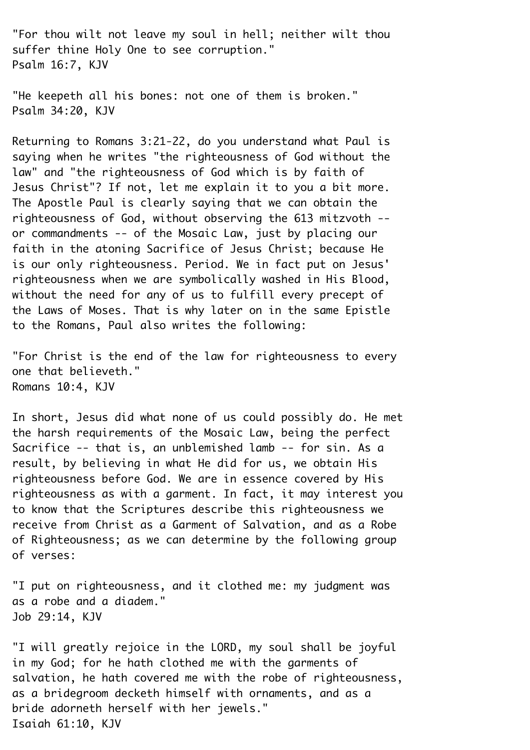"For thou wilt not leave my soul in hell; neither wilt thou suffer thine Holy One to see corruption."
Psalm 16:7, KJV

"He keepeth all his bones: not one of them is broken."
Psalm 34:20, KJV

Returning to Romans 3:21-22, do you understand what Paul is saying when he writes "the righteousness of God without the law" and "the righteousness of God which is by faith of Jesus Christ"? If not, let me explain it to you a bit more. The Apostle Paul is clearly saying that we can obtain the righteousness of God, without observing the 613 mitzvoth -- or commandments -- of the Mosaic Law, just by placing our faith in the atoning Sacrifice of Jesus Christ; because He is our only righteousness. Period. We in fact put on Jesus' righteousness when we are symbolically washed in His Blood, without the need for any of us to fulfill every precept of the Laws of Moses. That is why later on in the same Epistle to the Romans, Paul also writes the following:

"For Christ is the end of the law for righteousness to every one that believeth."
Romans 10:4, KJV

In short, Jesus did what none of us could possibly do. He met the harsh requirements of the Mosaic Law, being the perfect Sacrifice -- that is, an unblemished lamb -- for sin. As a result, by believing in what He did for us, we obtain His righteousness before God. We are in essence covered by His righteousness as with a garment. In fact, it may interest you to know that the Scriptures describe this righteousness we receive from Christ as a Garment of Salvation, and as a Robe of Righteousness; as we can determine by the following group of verses:

"I put on righteousness, and it clothed me: my judgment was as a robe and a diadem."
Job 29:14, KJV

"I will greatly rejoice in the LORD, my soul shall be joyful in my God; for he hath clothed me with the garments of salvation, he hath covered me with the robe of righteousness, as a bridegroom decketh himself with ornaments, and as a bride adorneth herself with her jewels."
Isaiah 61:10, KJV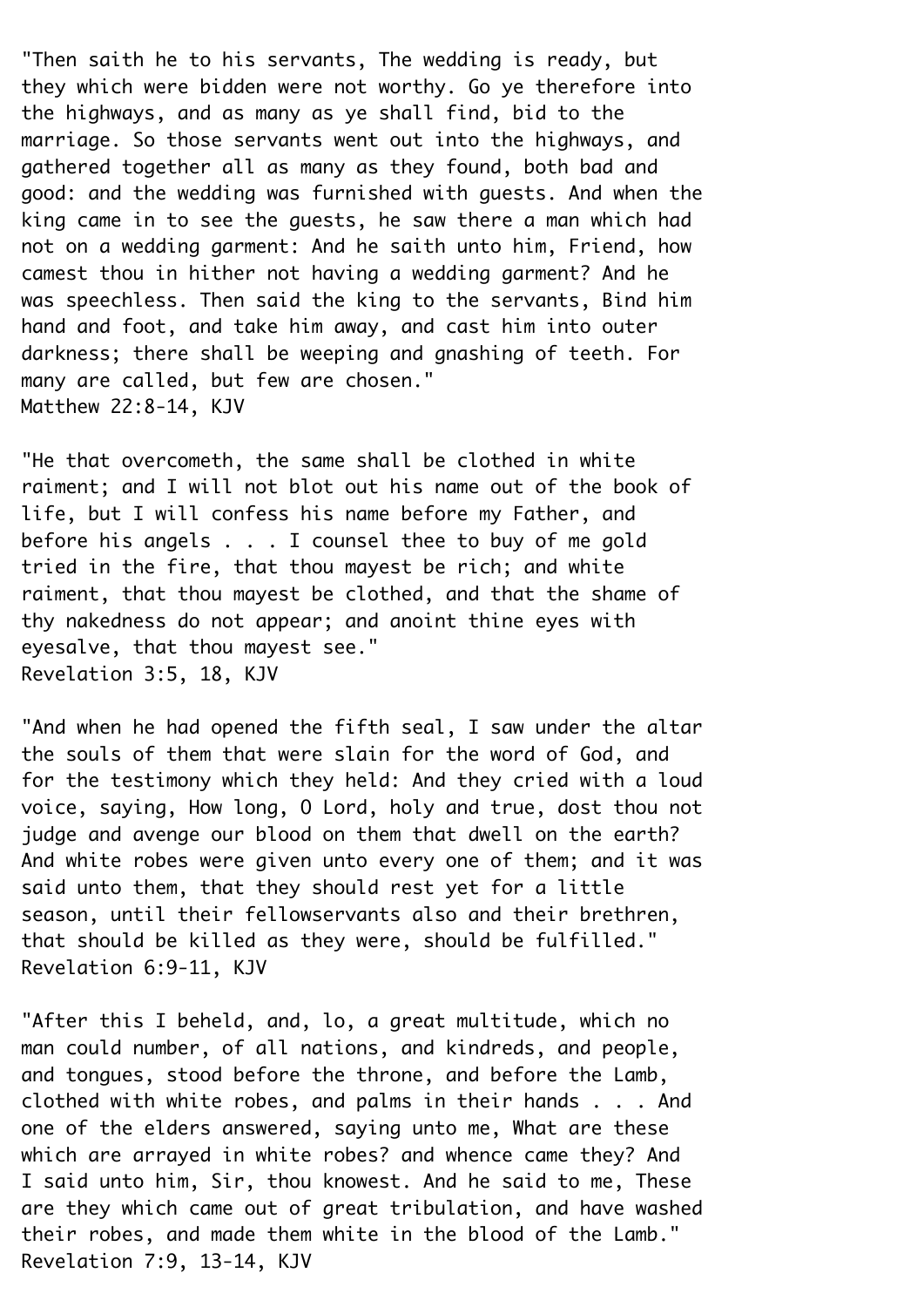"Then saith he to his servants, The wedding is ready, but they which were bidden were not worthy. Go ye therefore into the highways, and as many as ye shall find, bid to the marriage. So those servants went out into the highways, and gathered together all as many as they found, both bad and good: and the wedding was furnished with guests. And when the king came in to see the guests, he saw there a man which had not on a wedding garment: And he saith unto him, Friend, how camest thou in hither not having a wedding garment? And he was speechless. Then said the king to the servants, Bind him hand and foot, and take him away, and cast him into outer darkness; there shall be weeping and gnashing of teeth. For many are called, but few are chosen."
Matthew 22:8-14, KJV

"He that overcometh, the same shall be clothed in white raiment; and I will not blot out his name out of the book of life, but I will confess his name before my Father, and before his angels . . . I counsel thee to buy of me gold tried in the fire, that thou mayest be rich; and white raiment, that thou mayest be clothed, and that the shame of thy nakedness do not appear; and anoint thine eyes with eyesalve, that thou mayest see."
Revelation 3:5, 18, KJV

"And when he had opened the fifth seal, I saw under the altar the souls of them that were slain for the word of God, and for the testimony which they held: And they cried with a loud voice, saying, How long, O Lord, holy and true, dost thou not judge and avenge our blood on them that dwell on the earth? And white robes were given unto every one of them; and it was said unto them, that they should rest yet for a little season, until their fellowservants also and their brethren, that should be killed as they were, should be fulfilled."
Revelation 6:9-11, KJV

"After this I beheld, and, lo, a great multitude, which no man could number, of all nations, and kindreds, and people, and tongues, stood before the throne, and before the Lamb, clothed with white robes, and palms in their hands . . . And one of the elders answered, saying unto me, What are these which are arrayed in white robes? and whence came they? And I said unto him, Sir, thou knowest. And he said to me, These are they which came out of great tribulation, and have washed their robes, and made them white in the blood of the Lamb."
Revelation 7:9, 13-14, KJV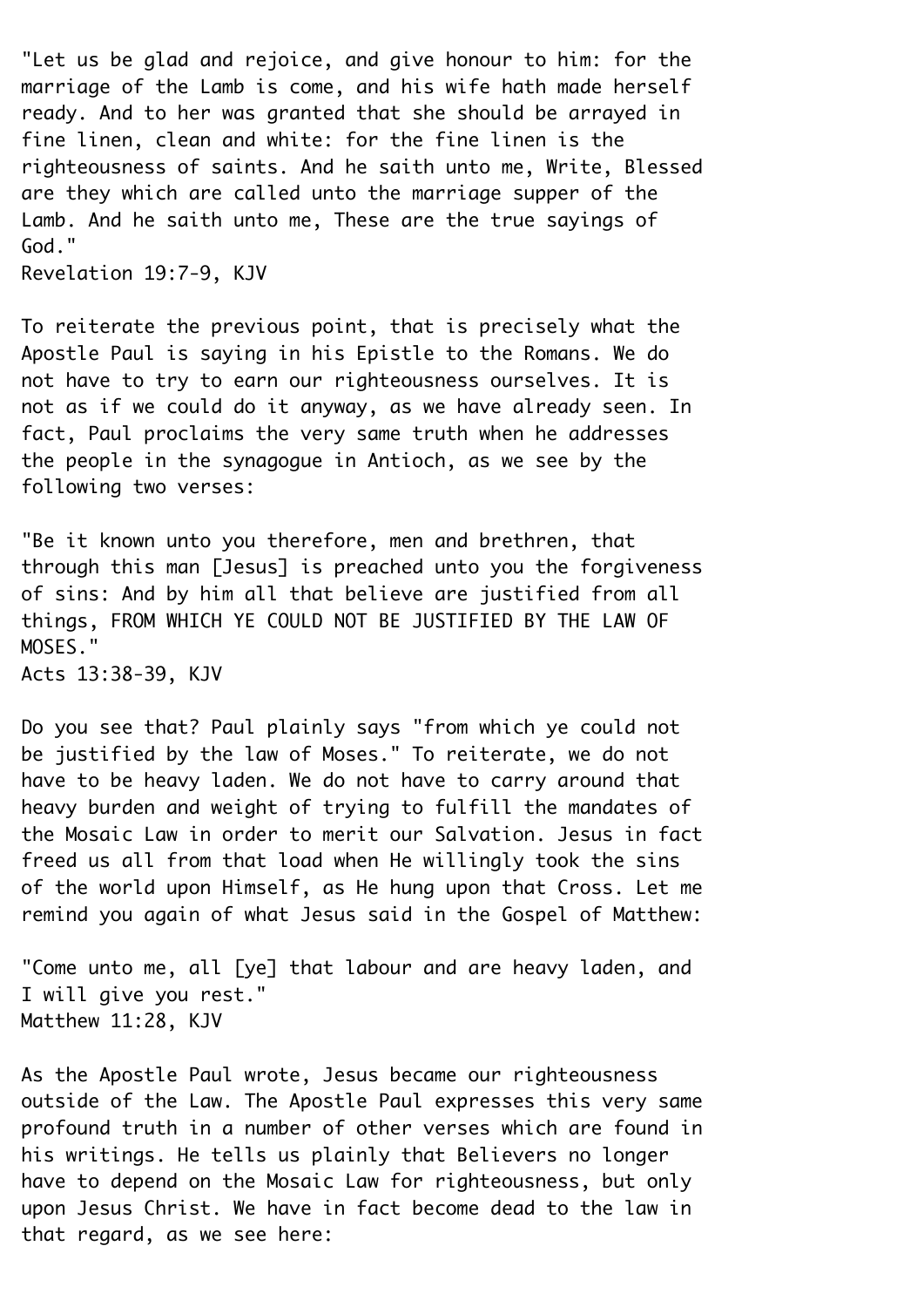"Let us be glad and rejoice, and give honour to him: for the marriage of the Lamb is come, and his wife hath made herself ready. And to her was granted that she should be arrayed in fine linen, clean and white: for the fine linen is the righteousness of saints. And he saith unto me, Write, Blessed are they which are called unto the marriage supper of the Lamb. And he saith unto me, These are the true sayings of God."
Revelation 19:7-9, KJV

To reiterate the previous point, that is precisely what the Apostle Paul is saying in his Epistle to the Romans. We do not have to try to earn our righteousness ourselves. It is not as if we could do it anyway, as we have already seen. In fact, Paul proclaims the very same truth when he addresses the people in the synagogue in Antioch, as we see by the following two verses:

"Be it known unto you therefore, men and brethren, that through this man [Jesus] is preached unto you the forgiveness of sins: And by him all that believe are justified from all things, FROM WHICH YE COULD NOT BE JUSTIFIED BY THE LAW OF MOSES."
Acts 13:38-39, KJV

Do you see that? Paul plainly says "from which ye could not be justified by the law of Moses." To reiterate, we do not have to be heavy laden. We do not have to carry around that heavy burden and weight of trying to fulfill the mandates of the Mosaic Law in order to merit our Salvation. Jesus in fact freed us all from that load when He willingly took the sins of the world upon Himself, as He hung upon that Cross. Let me remind you again of what Jesus said in the Gospel of Matthew:

"Come unto me, all [ye] that labour and are heavy laden, and I will give you rest."
Matthew 11:28, KJV

As the Apostle Paul wrote, Jesus became our righteousness outside of the Law. The Apostle Paul expresses this very same profound truth in a number of other verses which are found in his writings. He tells us plainly that Believers no longer have to depend on the Mosaic Law for righteousness, but only upon Jesus Christ. We have in fact become dead to the law in that regard, as we see here: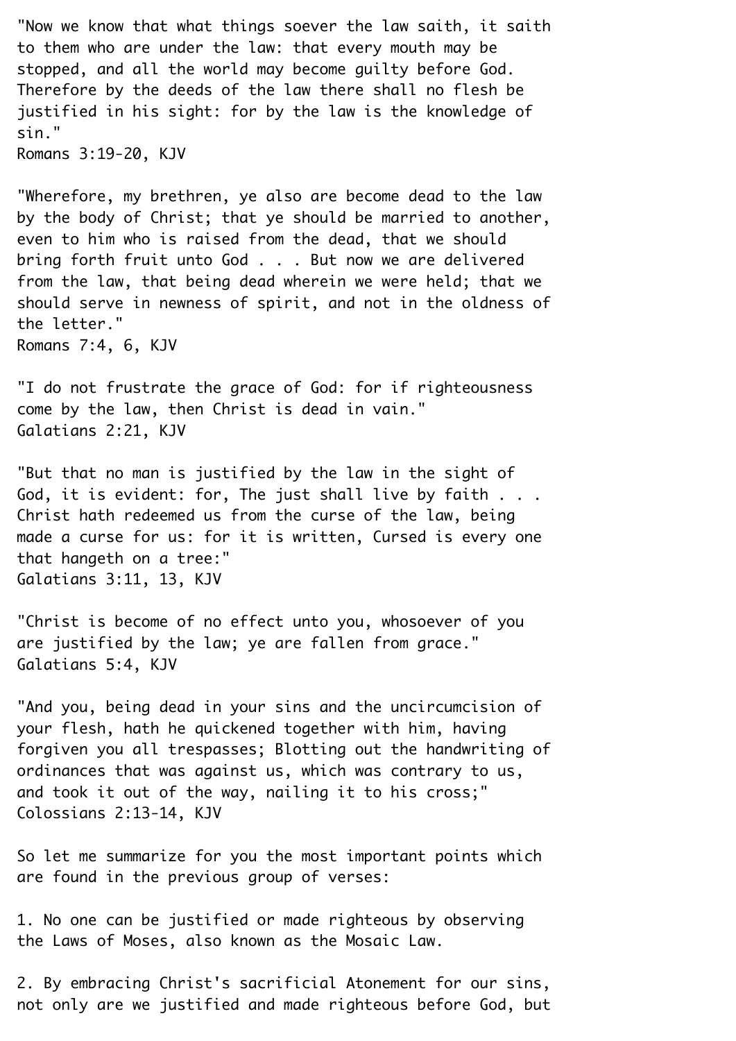"Now we know that what things soever the law saith, it saith to them who are under the law: that every mouth may be stopped, and all the world may become guilty before God. Therefore by the deeds of the law there shall no flesh be justified in his sight: for by the law is the knowledge of sin."
Romans 3:19-20, KJV

"Wherefore, my brethren, ye also are become dead to the law by the body of Christ; that ye should be married to another, even to him who is raised from the dead, that we should bring forth fruit unto God . . . But now we are delivered from the law, that being dead wherein we were held; that we should serve in newness of spirit, and not in the oldness of the letter."
Romans 7:4, 6, KJV

"I do not frustrate the grace of God: for if righteousness come by the law, then Christ is dead in vain."
Galatians 2:21, KJV

"But that no man is justified by the law in the sight of God, it is evident: for, The just shall live by faith . . . Christ hath redeemed us from the curse of the law, being made a curse for us: for it is written, Cursed is every one that hangeth on a tree:"
Galatians 3:11, 13, KJV

"Christ is become of no effect unto you, whosoever of you are justified by the law; ye are fallen from grace."
Galatians 5:4, KJV

"And you, being dead in your sins and the uncircumcision of your flesh, hath he quickened together with him, having forgiven you all trespasses; Blotting out the handwriting of ordinances that was against us, which was contrary to us, and took it out of the way, nailing it to his cross;"
Colossians 2:13-14, KJV

So let me summarize for you the most important points which are found in the previous group of verses:

1. No one can be justified or made righteous by observing the Laws of Moses, also known as the Mosaic Law.

2. By embracing Christ's sacrificial Atonement for our sins, not only are we justified and made righteous before God, but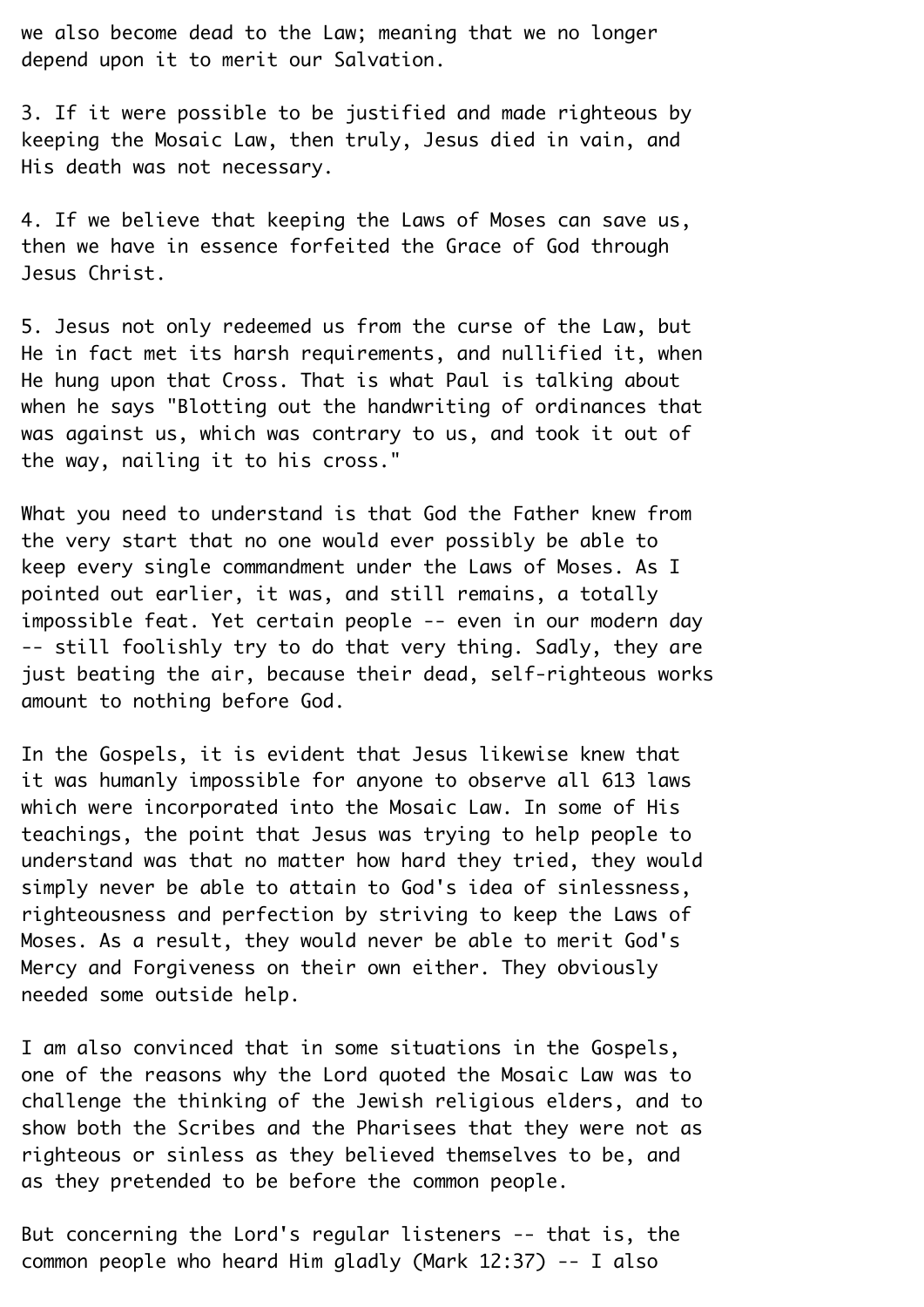we also become dead to the Law; meaning that we no longer depend upon it to merit our Salvation.

3. If it were possible to be justified and made righteous by keeping the Mosaic Law, then truly, Jesus died in vain, and His death was not necessary.

4. If we believe that keeping the Laws of Moses can save us, then we have in essence forfeited the Grace of God through Jesus Christ.

5. Jesus not only redeemed us from the curse of the Law, but He in fact met its harsh requirements, and nullified it, when He hung upon that Cross. That is what Paul is talking about when he says "Blotting out the handwriting of ordinances that was against us, which was contrary to us, and took it out of the way, nailing it to his cross."

What you need to understand is that God the Father knew from the very start that no one would ever possibly be able to keep every single commandment under the Laws of Moses. As I pointed out earlier, it was, and still remains, a totally impossible feat. Yet certain people -- even in our modern day -- still foolishly try to do that very thing. Sadly, they are just beating the air, because their dead, self-righteous works amount to nothing before God.

In the Gospels, it is evident that Jesus likewise knew that it was humanly impossible for anyone to observe all 613 laws which were incorporated into the Mosaic Law. In some of His teachings, the point that Jesus was trying to help people to understand was that no matter how hard they tried, they would simply never be able to attain to God's idea of sinlessness, righteousness and perfection by striving to keep the Laws of Moses. As a result, they would never be able to merit God's Mercy and Forgiveness on their own either. They obviously needed some outside help.

I am also convinced that in some situations in the Gospels, one of the reasons why the Lord quoted the Mosaic Law was to challenge the thinking of the Jewish religious elders, and to show both the Scribes and the Pharisees that they were not as righteous or sinless as they believed themselves to be, and as they pretended to be before the common people.

But concerning the Lord's regular listeners -- that is, the common people who heard Him gladly (Mark 12:37) -- I also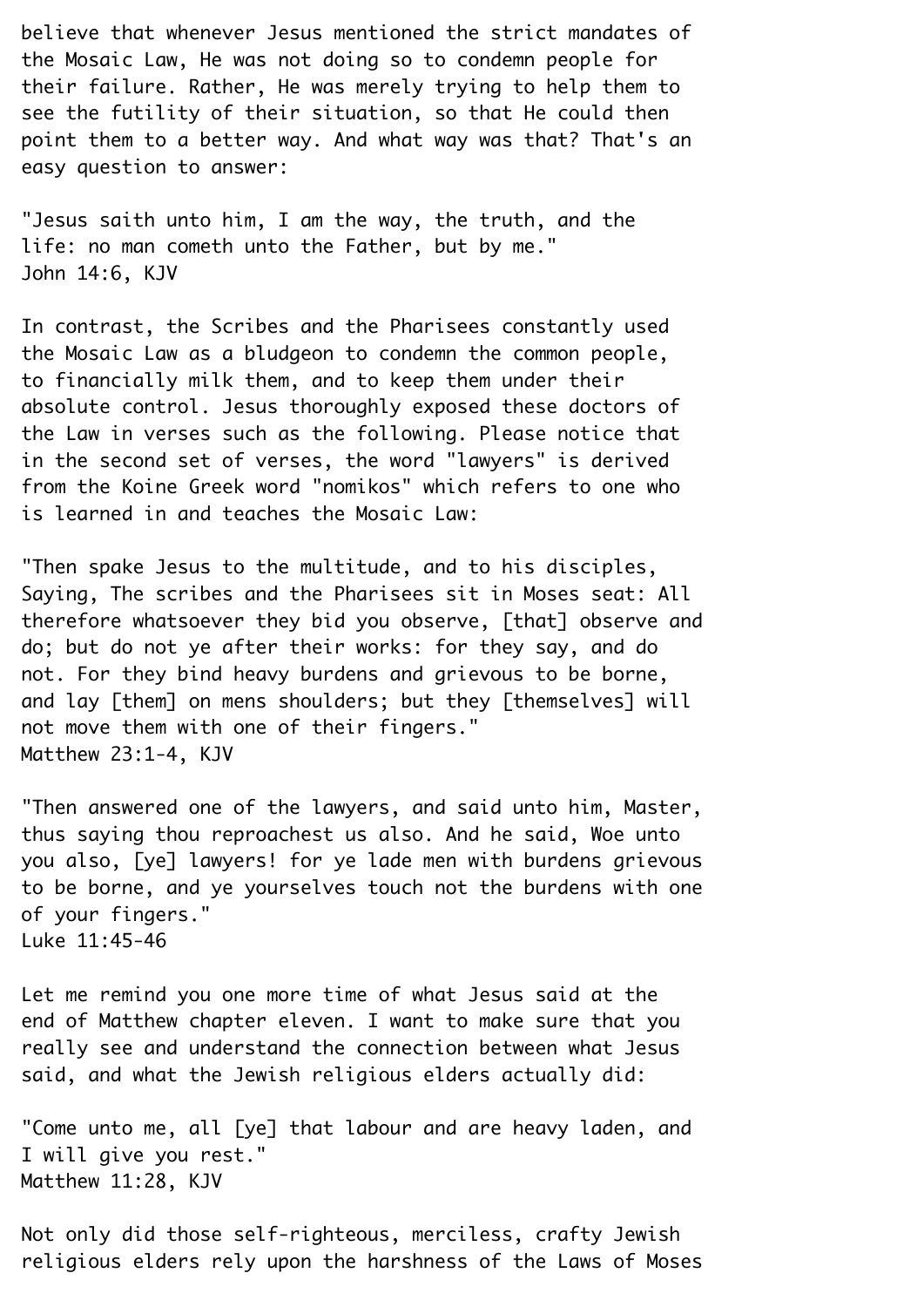believe that whenever Jesus mentioned the strict mandates of the Mosaic Law, He was not doing so to condemn people for their failure. Rather, He was merely trying to help them to see the futility of their situation, so that He could then point them to a better way. And what way was that? That's an easy question to answer:

"Jesus saith unto him, I am the way, the truth, and the life: no man cometh unto the Father, but by me."
John 14:6, KJV

In contrast, the Scribes and the Pharisees constantly used the Mosaic Law as a bludgeon to condemn the common people, to financially milk them, and to keep them under their absolute control. Jesus thoroughly exposed these doctors of the Law in verses such as the following. Please notice that in the second set of verses, the word "lawyers" is derived from the Koine Greek word "nomikos" which refers to one who is learned in and teaches the Mosaic Law:

"Then spake Jesus to the multitude, and to his disciples, Saying, The scribes and the Pharisees sit in Moses seat: All therefore whatsoever they bid you observe, [that] observe and do; but do not ye after their works: for they say, and do not. For they bind heavy burdens and grievous to be borne, and lay [them] on mens shoulders; but they [themselves] will not move them with one of their fingers."
Matthew 23:1-4, KJV

"Then answered one of the lawyers, and said unto him, Master, thus saying thou reproachest us also. And he said, Woe unto you also, [ye] lawyers! for ye lade men with burdens grievous to be borne, and ye yourselves touch not the burdens with one of your fingers."
Luke 11:45-46

Let me remind you one more time of what Jesus said at the end of Matthew chapter eleven. I want to make sure that you really see and understand the connection between what Jesus said, and what the Jewish religious elders actually did:

"Come unto me, all [ye] that labour and are heavy laden, and I will give you rest."
Matthew 11:28, KJV

Not only did those self-righteous, merciless, crafty Jewish religious elders rely upon the harshness of the Laws of Moses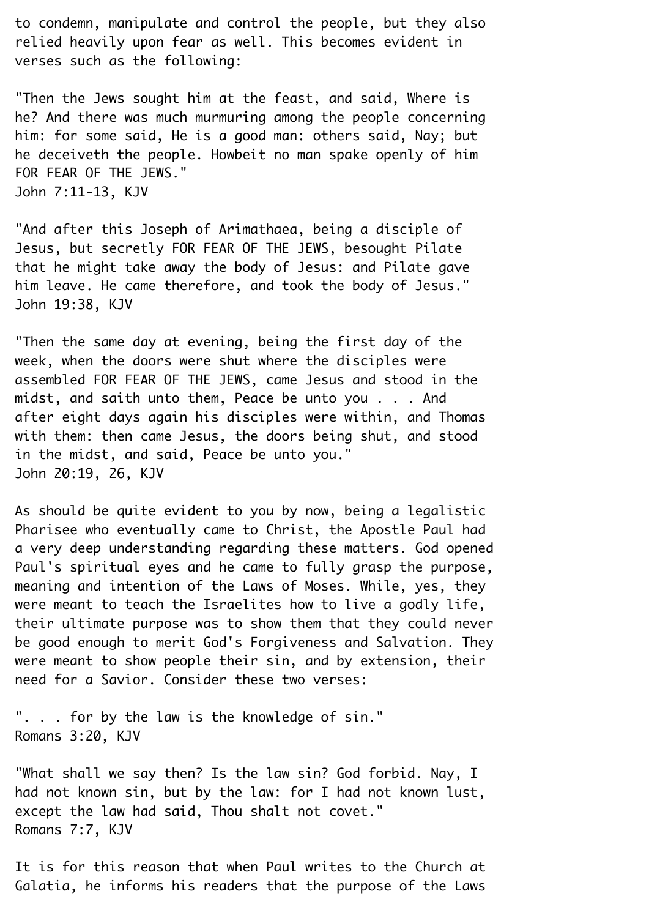to condemn, manipulate and control the people, but they also relied heavily upon fear as well. This becomes evident in verses such as the following:

"Then the Jews sought him at the feast, and said, Where is he? And there was much murmuring among the people concerning him: for some said, He is a good man: others said, Nay; but he deceiveth the people. Howbeit no man spake openly of him FOR FEAR OF THE JEWS."
John 7:11-13, KJV

"And after this Joseph of Arimathaea, being a disciple of Jesus, but secretly FOR FEAR OF THE JEWS, besought Pilate that he might take away the body of Jesus: and Pilate gave him leave. He came therefore, and took the body of Jesus."
John 19:38, KJV

"Then the same day at evening, being the first day of the week, when the doors were shut where the disciples were assembled FOR FEAR OF THE JEWS, came Jesus and stood in the midst, and saith unto them, Peace be unto you . . . And after eight days again his disciples were within, and Thomas with them: then came Jesus, the doors being shut, and stood in the midst, and said, Peace be unto you."
John 20:19, 26, KJV

As should be quite evident to you by now, being a legalistic Pharisee who eventually came to Christ, the Apostle Paul had a very deep understanding regarding these matters. God opened Paul's spiritual eyes and he came to fully grasp the purpose, meaning and intention of the Laws of Moses. While, yes, they were meant to teach the Israelites how to live a godly life, their ultimate purpose was to show them that they could never be good enough to merit God's Forgiveness and Salvation. They were meant to show people their sin, and by extension, their need for a Savior. Consider these two verses:

". . . for by the law is the knowledge of sin."
Romans 3:20, KJV

"What shall we say then? Is the law sin? God forbid. Nay, I had not known sin, but by the law: for I had not known lust, except the law had said, Thou shalt not covet."
Romans 7:7, KJV

It is for this reason that when Paul writes to the Church at Galatia, he informs his readers that the purpose of the Laws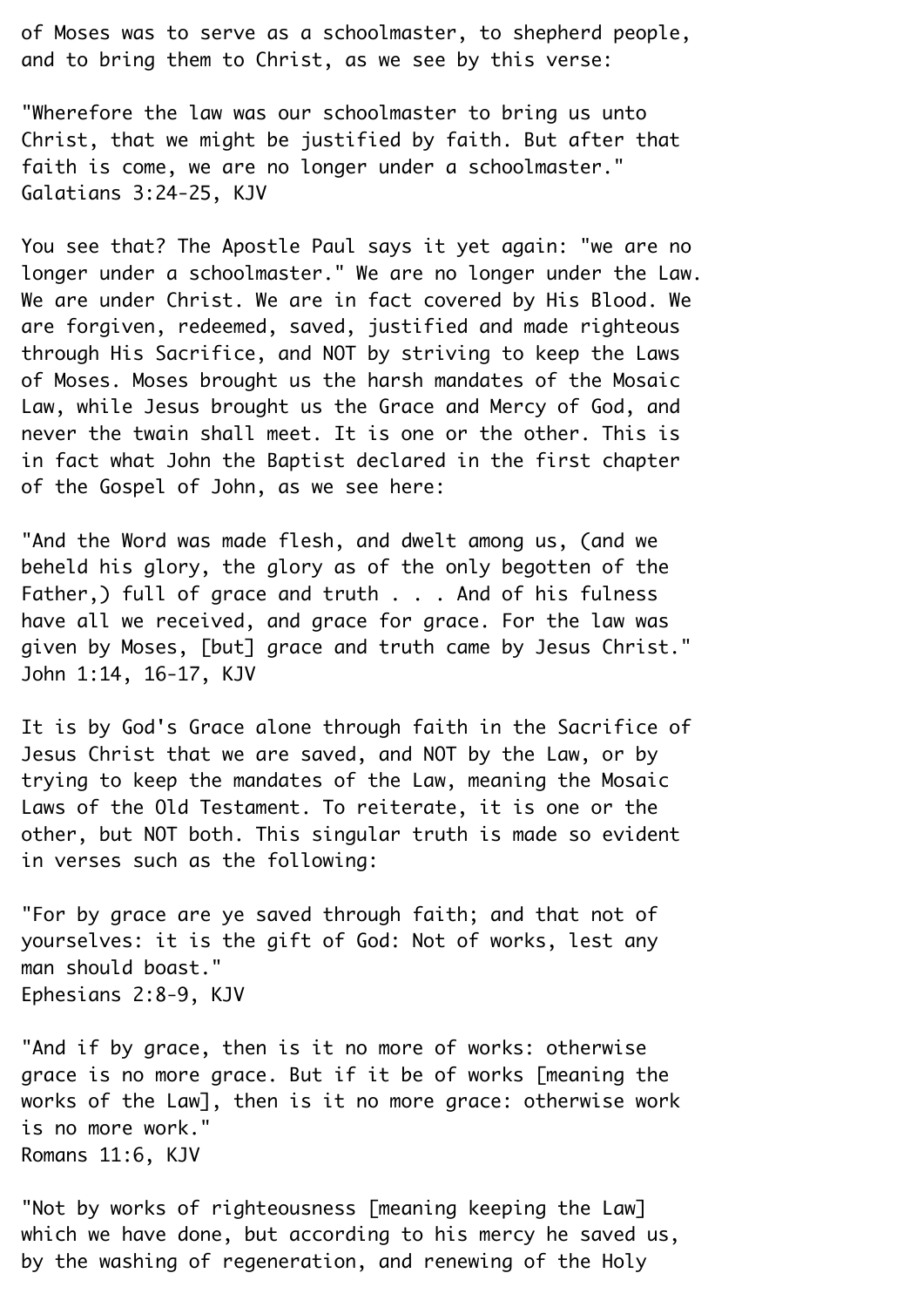of Moses was to serve as a schoolmaster, to shepherd people, and to bring them to Christ, as we see by this verse:

"Wherefore the law was our schoolmaster to bring us unto Christ, that we might be justified by faith. But after that faith is come, we are no longer under a schoolmaster."
Galatians 3:24-25, KJV

You see that? The Apostle Paul says it yet again: "we are no longer under a schoolmaster." We are no longer under the Law. We are under Christ. We are in fact covered by His Blood. We are forgiven, redeemed, saved, justified and made righteous through His Sacrifice, and NOT by striving to keep the Laws of Moses. Moses brought us the harsh mandates of the Mosaic Law, while Jesus brought us the Grace and Mercy of God, and never the twain shall meet. It is one or the other. This is in fact what John the Baptist declared in the first chapter of the Gospel of John, as we see here:

"And the Word was made flesh, and dwelt among us, (and we beheld his glory, the glory as of the only begotten of the Father,) full of grace and truth . . . And of his fulness have all we received, and grace for grace. For the law was given by Moses, [but] grace and truth came by Jesus Christ."
John 1:14, 16-17, KJV

It is by God's Grace alone through faith in the Sacrifice of Jesus Christ that we are saved, and NOT by the Law, or by trying to keep the mandates of the Law, meaning the Mosaic Laws of the Old Testament. To reiterate, it is one or the other, but NOT both. This singular truth is made so evident in verses such as the following:

"For by grace are ye saved through faith; and that not of yourselves: it is the gift of God: Not of works, lest any man should boast."
Ephesians 2:8-9, KJV

"And if by grace, then is it no more of works: otherwise grace is no more grace. But if it be of works [meaning the works of the Law], then is it no more grace: otherwise work is no more work."
Romans 11:6, KJV

"Not by works of righteousness [meaning keeping the Law] which we have done, but according to his mercy he saved us, by the washing of regeneration, and renewing of the Holy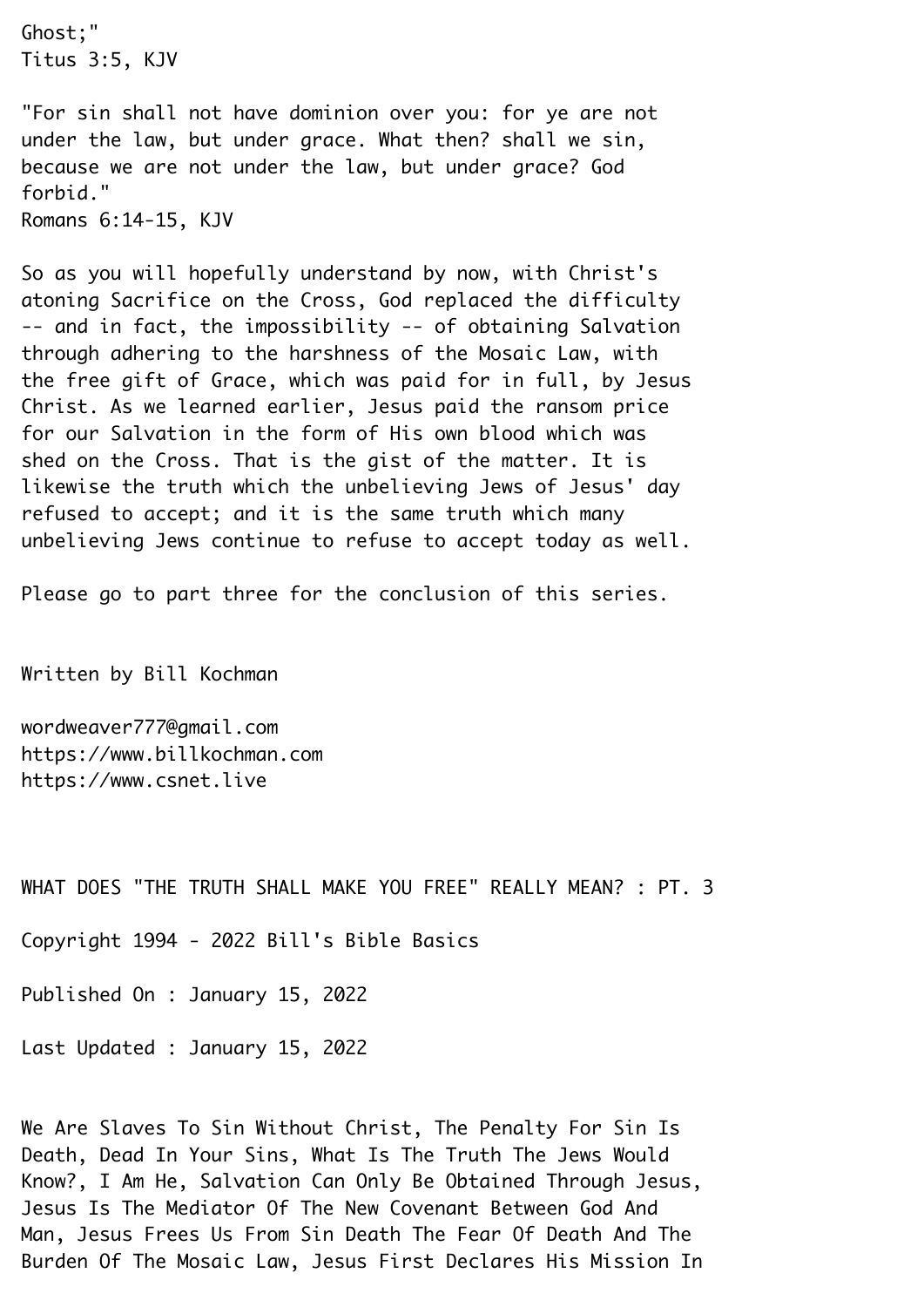Ghost;"
Titus 3:5, KJV

"For sin shall not have dominion over you: for ye are not under the law, but under grace. What then? shall we sin, because we are not under the law, but under grace? God forbid."
Romans 6:14-15, KJV

So as you will hopefully understand by now, with Christ's atoning Sacrifice on the Cross, God replaced the difficulty -- and in fact, the impossibility -- of obtaining Salvation through adhering to the harshness of the Mosaic Law, with the free gift of Grace, which was paid for in full, by Jesus Christ. As we learned earlier, Jesus paid the ransom price for our Salvation in the form of His own blood which was shed on the Cross. That is the gist of the matter. It is likewise the truth which the unbelieving Jews of Jesus' day refused to accept; and it is the same truth which many unbelieving Jews continue to refuse to accept today as well.

Please go to part three for the conclusion of this series.

Written by Bill Kochman

wordweaver777@gmail.com
https://www.billkochman.com
https://www.csnet.live

# WHAT DOES "THE TRUTH SHALL MAKE YOU FREE" REALLY MEAN? : PT. 3

Copyright 1994 - 2022 Bill's Bible Basics

Published On : January 15, 2022

Last Updated : January 15, 2022

We Are Slaves To Sin Without Christ, The Penalty For Sin Is Death, Dead In Your Sins, What Is The Truth The Jews Would Know?, I Am He, Salvation Can Only Be Obtained Through Jesus, Jesus Is The Mediator Of The New Covenant Between God And Man, Jesus Frees Us From Sin Death The Fear Of Death And The Burden Of The Mosaic Law, Jesus First Declares His Mission In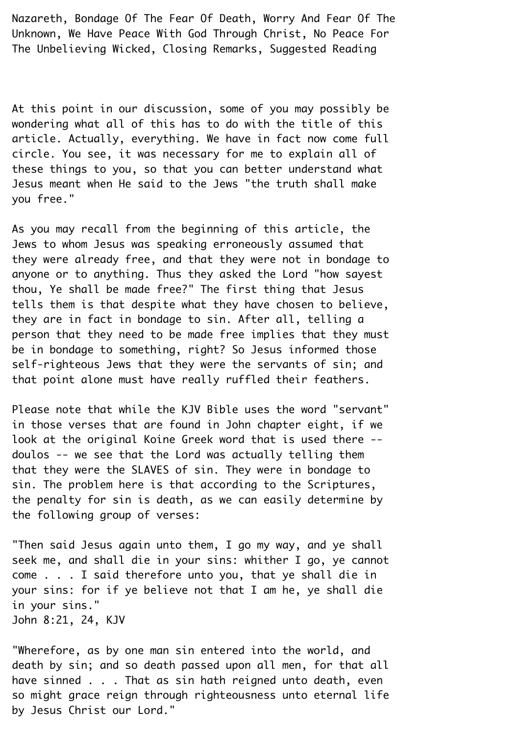Nazareth, Bondage Of The Fear Of Death, Worry And Fear Of The Unknown, We Have Peace With God Through Christ, No Peace For The Unbelieving Wicked, Closing Remarks, Suggested Reading

At this point in our discussion, some of you may possibly be wondering what all of this has to do with the title of this article. Actually, everything. We have in fact now come full circle. You see, it was necessary for me to explain all of these things to you, so that you can better understand what Jesus meant when He said to the Jews "the truth shall make you free."

As you may recall from the beginning of this article, the Jews to whom Jesus was speaking erroneously assumed that they were already free, and that they were not in bondage to anyone or to anything. Thus they asked the Lord "how sayest thou, Ye shall be made free?" The first thing that Jesus tells them is that despite what they have chosen to believe, they are in fact in bondage to sin. After all, telling a person that they need to be made free implies that they must be in bondage to something, right? So Jesus informed those self-righteous Jews that they were the servants of sin; and that point alone must have really ruffled their feathers.

Please note that while the KJV Bible uses the word "servant" in those verses that are found in John chapter eight, if we look at the original Koine Greek word that is used there -- doulos -- we see that the Lord was actually telling them that they were the SLAVES of sin. They were in bondage to sin. The problem here is that according to the Scriptures, the penalty for sin is death, as we can easily determine by the following group of verses:

"Then said Jesus again unto them, I go my way, and ye shall seek me, and shall die in your sins: whither I go, ye cannot come . . . I said therefore unto you, that ye shall die in your sins: for if ye believe not that I am he, ye shall die in your sins."
John 8:21, 24, KJV

"Wherefore, as by one man sin entered into the world, and death by sin; and so death passed upon all men, for that all have sinned . . . That as sin hath reigned unto death, even so might grace reign through righteousness unto eternal life by Jesus Christ our Lord."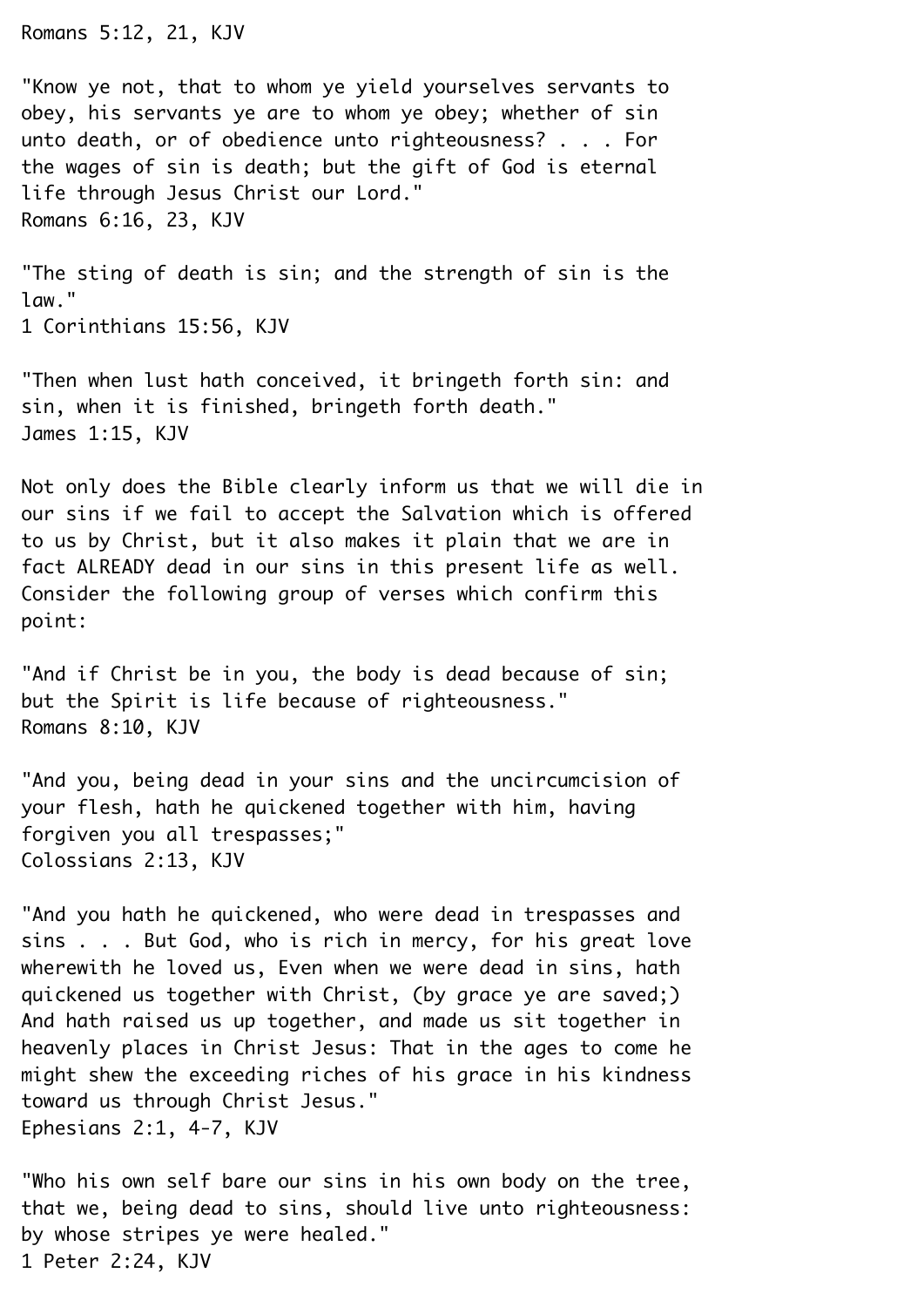Romans 5:12, 21, KJV

"Know ye not, that to whom ye yield yourselves servants to obey, his servants ye are to whom ye obey; whether of sin unto death, or of obedience unto righteousness? . . . For the wages of sin is death; but the gift of God is eternal life through Jesus Christ our Lord."
Romans 6:16, 23, KJV

"The sting of death is sin; and the strength of sin is the law."
1 Corinthians 15:56, KJV

"Then when lust hath conceived, it bringeth forth sin: and sin, when it is finished, bringeth forth death."
James 1:15, KJV

Not only does the Bible clearly inform us that we will die in our sins if we fail to accept the Salvation which is offered to us by Christ, but it also makes it plain that we are in fact ALREADY dead in our sins in this present life as well. Consider the following group of verses which confirm this point:

"And if Christ be in you, the body is dead because of sin; but the Spirit is life because of righteousness."
Romans 8:10, KJV

"And you, being dead in your sins and the uncircumcision of your flesh, hath he quickened together with him, having forgiven you all trespasses;"
Colossians 2:13, KJV

"And you hath he quickened, who were dead in trespasses and sins . . . But God, who is rich in mercy, for his great love wherewith he loved us, Even when we were dead in sins, hath quickened us together with Christ, (by grace ye are saved;) And hath raised us up together, and made us sit together in heavenly places in Christ Jesus: That in the ages to come he might shew the exceeding riches of his grace in his kindness toward us through Christ Jesus."
Ephesians 2:1, 4-7, KJV

"Who his own self bare our sins in his own body on the tree, that we, being dead to sins, should live unto righteousness: by whose stripes ye were healed."
1 Peter 2:24, KJV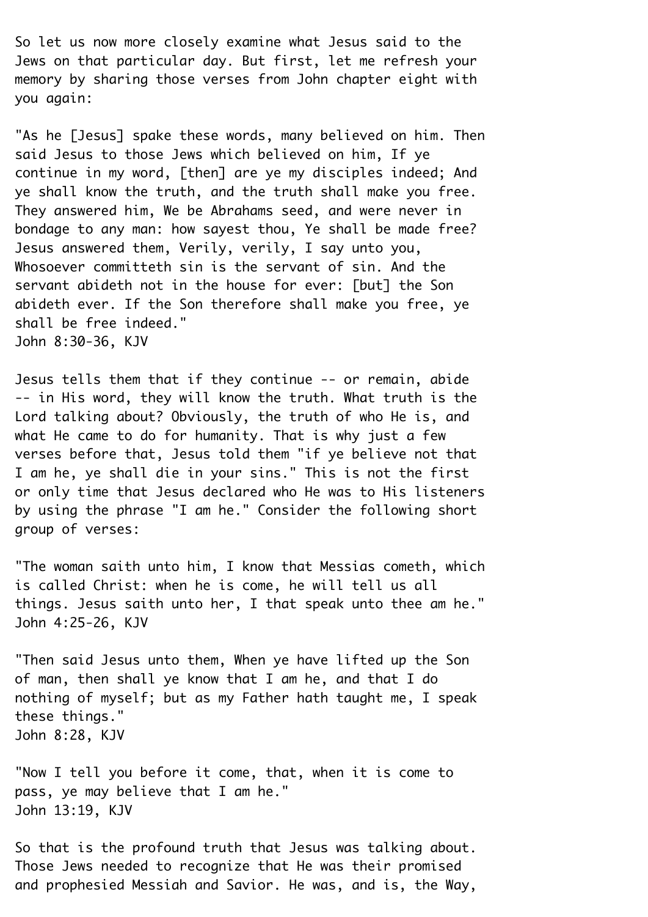So let us now more closely examine what Jesus said to the Jews on that particular day. But first, let me refresh your memory by sharing those verses from John chapter eight with you again:

"As he [Jesus] spake these words, many believed on him. Then said Jesus to those Jews which believed on him, If ye continue in my word, [then] are ye my disciples indeed; And ye shall know the truth, and the truth shall make you free. They answered him, We be Abrahams seed, and were never in bondage to any man: how sayest thou, Ye shall be made free? Jesus answered them, Verily, verily, I say unto you, Whosoever committeth sin is the servant of sin. And the servant abideth not in the house for ever: [but] the Son abideth ever. If the Son therefore shall make you free, ye shall be free indeed."
John 8:30-36, KJV

Jesus tells them that if they continue -- or remain, abide -- in His word, they will know the truth. What truth is the Lord talking about? Obviously, the truth of who He is, and what He came to do for humanity. That is why just a few verses before that, Jesus told them "if ye believe not that I am he, ye shall die in your sins." This is not the first or only time that Jesus declared who He was to His listeners by using the phrase "I am he." Consider the following short group of verses:

"The woman saith unto him, I know that Messias cometh, which is called Christ: when he is come, he will tell us all things. Jesus saith unto her, I that speak unto thee am he."
John 4:25-26, KJV

"Then said Jesus unto them, When ye have lifted up the Son of man, then shall ye know that I am he, and that I do nothing of myself; but as my Father hath taught me, I speak these things."
John 8:28, KJV

"Now I tell you before it come, that, when it is come to pass, ye may believe that I am he."
John 13:19, KJV

So that is the profound truth that Jesus was talking about. Those Jews needed to recognize that He was their promised and prophesied Messiah and Savior. He was, and is, the Way,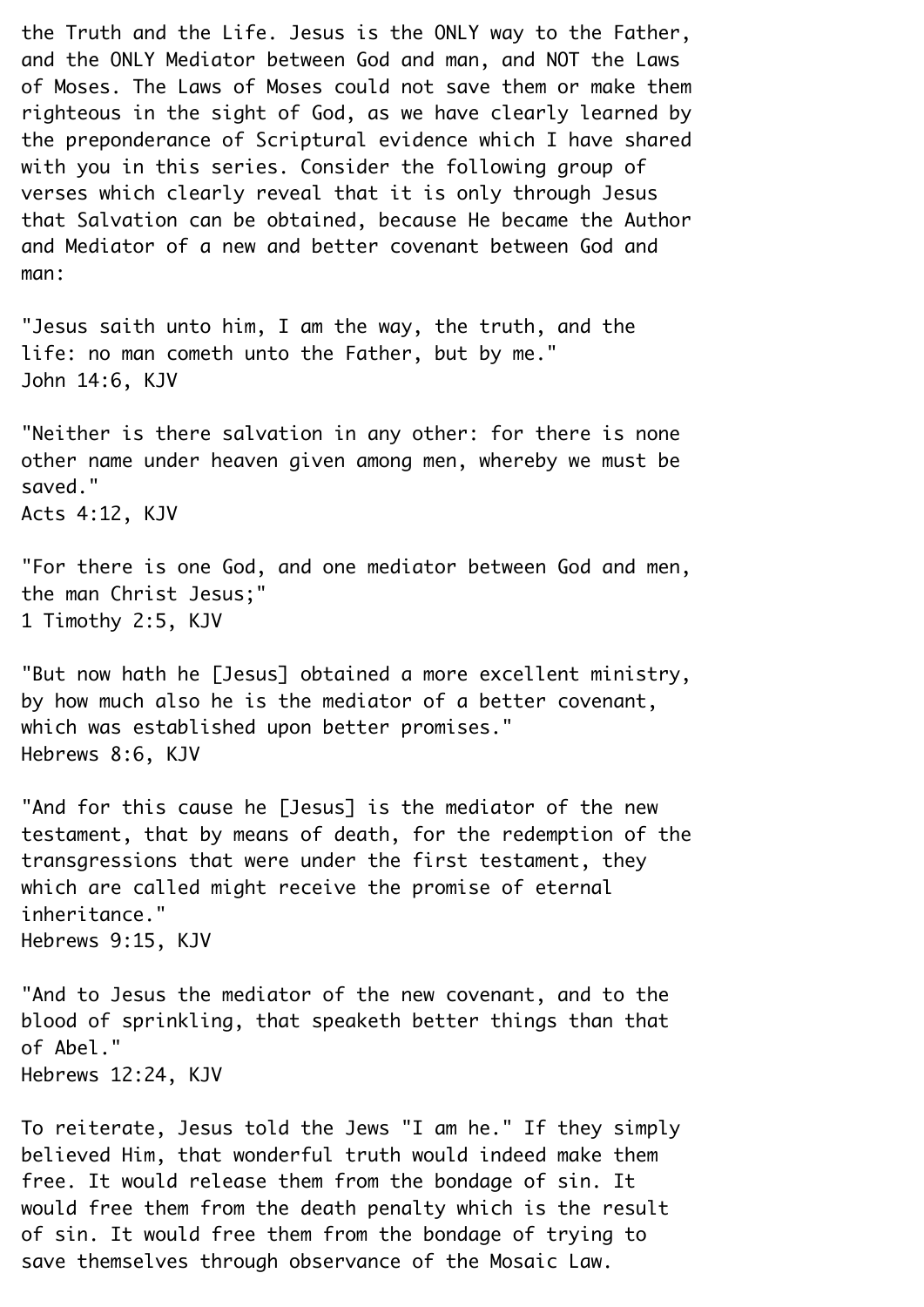the Truth and the Life. Jesus is the ONLY way to the Father, and the ONLY Mediator between God and man, and NOT the Laws of Moses. The Laws of Moses could not save them or make them righteous in the sight of God, as we have clearly learned by the preponderance of Scriptural evidence which I have shared with you in this series. Consider the following group of verses which clearly reveal that it is only through Jesus that Salvation can be obtained, because He became the Author and Mediator of a new and better covenant between God and man:

"Jesus saith unto him, I am the way, the truth, and the life: no man cometh unto the Father, but by me."
John 14:6, KJV

"Neither is there salvation in any other: for there is none other name under heaven given among men, whereby we must be saved."
Acts 4:12, KJV

"For there is one God, and one mediator between God and men, the man Christ Jesus;"
1 Timothy 2:5, KJV

"But now hath he [Jesus] obtained a more excellent ministry, by how much also he is the mediator of a better covenant, which was established upon better promises."
Hebrews 8:6, KJV

"And for this cause he [Jesus] is the mediator of the new testament, that by means of death, for the redemption of the transgressions that were under the first testament, they which are called might receive the promise of eternal inheritance."
Hebrews 9:15, KJV

"And to Jesus the mediator of the new covenant, and to the blood of sprinkling, that speaketh better things than that of Abel."
Hebrews 12:24, KJV

To reiterate, Jesus told the Jews "I am he." If they simply believed Him, that wonderful truth would indeed make them free. It would release them from the bondage of sin. It would free them from the death penalty which is the result of sin. It would free them from the bondage of trying to save themselves through observance of the Mosaic Law.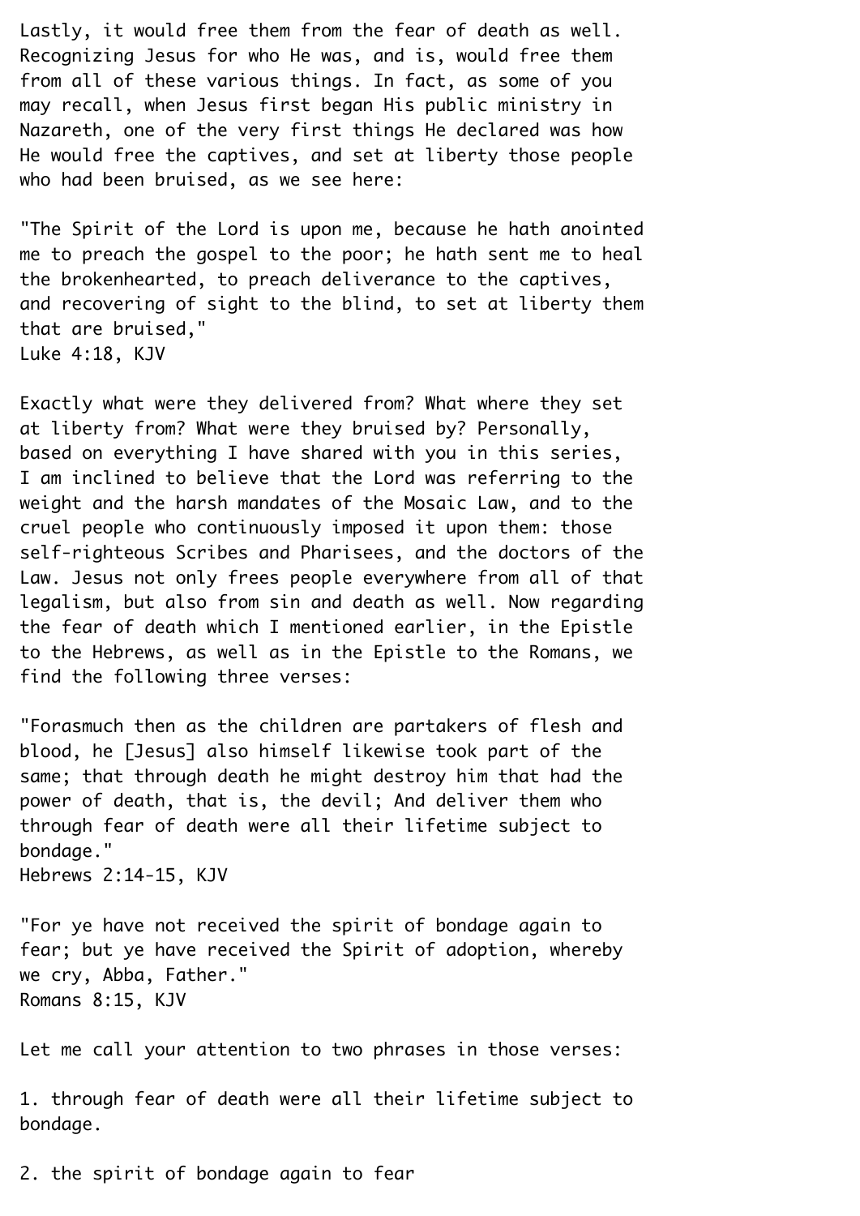Lastly, it would free them from the fear of death as well. Recognizing Jesus for who He was, and is, would free them from all of these various things. In fact, as some of you may recall, when Jesus first began His public ministry in Nazareth, one of the very first things He declared was how He would free the captives, and set at liberty those people who had been bruised, as we see here:

"The Spirit of the Lord is upon me, because he hath anointed me to preach the gospel to the poor; he hath sent me to heal the brokenhearted, to preach deliverance to the captives, and recovering of sight to the blind, to set at liberty them that are bruised,"
Luke 4:18, KJV

Exactly what were they delivered from? What where they set at liberty from? What were they bruised by? Personally, based on everything I have shared with you in this series, I am inclined to believe that the Lord was referring to the weight and the harsh mandates of the Mosaic Law, and to the cruel people who continuously imposed it upon them: those self-righteous Scribes and Pharisees, and the doctors of the Law. Jesus not only frees people everywhere from all of that legalism, but also from sin and death as well. Now regarding the fear of death which I mentioned earlier, in the Epistle to the Hebrews, as well as in the Epistle to the Romans, we find the following three verses:

"Forasmuch then as the children are partakers of flesh and blood, he [Jesus] also himself likewise took part of the same; that through death he might destroy him that had the power of death, that is, the devil; And deliver them who through fear of death were all their lifetime subject to bondage."
Hebrews 2:14-15, KJV

"For ye have not received the spirit of bondage again to fear; but ye have received the Spirit of adoption, whereby we cry, Abba, Father."
Romans 8:15, KJV

Let me call your attention to two phrases in those verses:

1. through fear of death were all their lifetime subject to bondage.

2. the spirit of bondage again to fear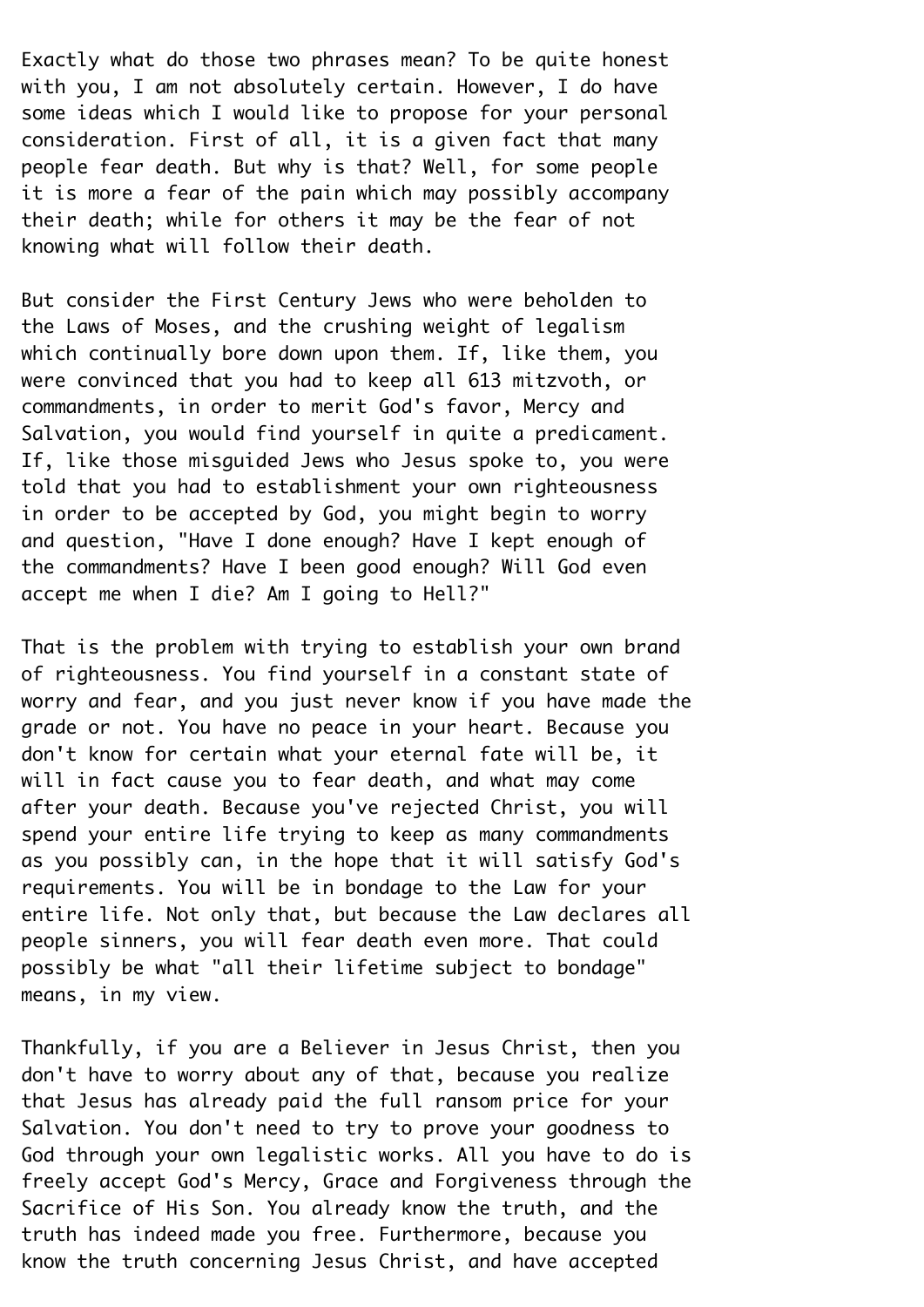Exactly what do those two phrases mean? To be quite honest with you, I am not absolutely certain. However, I do have some ideas which I would like to propose for your personal consideration. First of all, it is a given fact that many people fear death. But why is that? Well, for some people it is more a fear of the pain which may possibly accompany their death; while for others it may be the fear of not knowing what will follow their death.

But consider the First Century Jews who were beholden to the Laws of Moses, and the crushing weight of legalism which continually bore down upon them. If, like them, you were convinced that you had to keep all 613 mitzvoth, or commandments, in order to merit God's favor, Mercy and Salvation, you would find yourself in quite a predicament. If, like those misguided Jews who Jesus spoke to, you were told that you had to establishment your own righteousness in order to be accepted by God, you might begin to worry and question, "Have I done enough? Have I kept enough of the commandments? Have I been good enough? Will God even accept me when I die? Am I going to Hell?"

That is the problem with trying to establish your own brand of righteousness. You find yourself in a constant state of worry and fear, and you just never know if you have made the grade or not. You have no peace in your heart. Because you don't know for certain what your eternal fate will be, it will in fact cause you to fear death, and what may come after your death. Because you've rejected Christ, you will spend your entire life trying to keep as many commandments as you possibly can, in the hope that it will satisfy God's requirements. You will be in bondage to the Law for your entire life. Not only that, but because the Law declares all people sinners, you will fear death even more. That could possibly be what "all their lifetime subject to bondage" means, in my view.

Thankfully, if you are a Believer in Jesus Christ, then you don't have to worry about any of that, because you realize that Jesus has already paid the full ransom price for your Salvation. You don't need to try to prove your goodness to God through your own legalistic works. All you have to do is freely accept God's Mercy, Grace and Forgiveness through the Sacrifice of His Son. You already know the truth, and the truth has indeed made you free. Furthermore, because you know the truth concerning Jesus Christ, and have accepted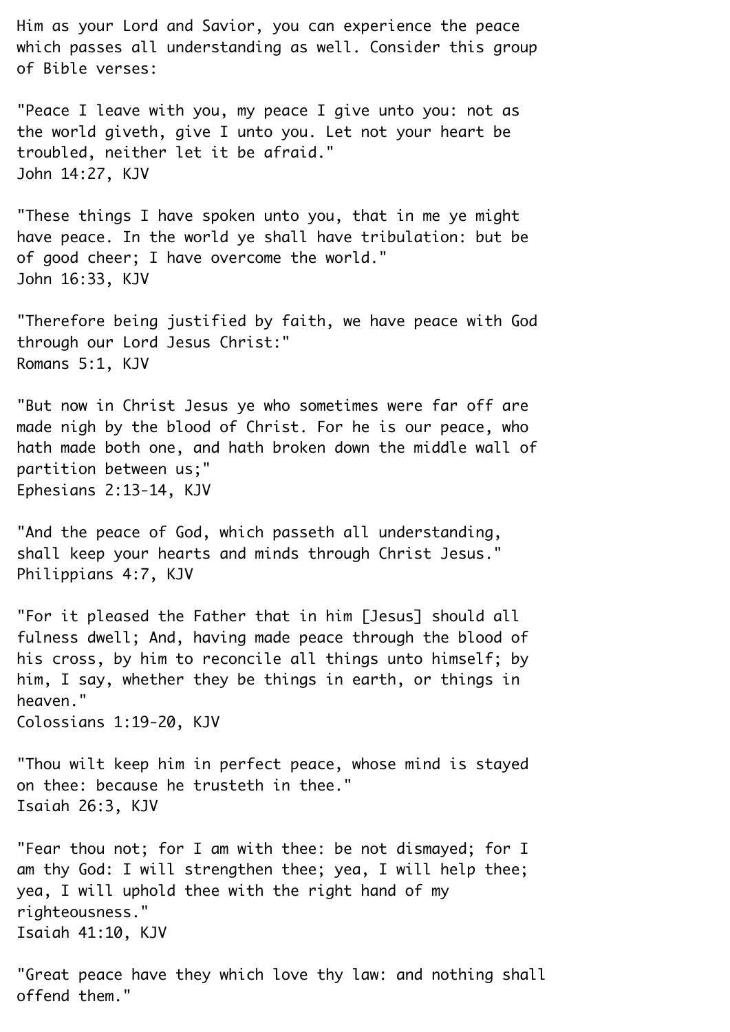Him as your Lord and Savior, you can experience the peace which passes all understanding as well. Consider this group of Bible verses:

"Peace I leave with you, my peace I give unto you: not as the world giveth, give I unto you. Let not your heart be troubled, neither let it be afraid."
John 14:27, KJV

"These things I have spoken unto you, that in me ye might have peace. In the world ye shall have tribulation: but be of good cheer; I have overcome the world."
John 16:33, KJV

"Therefore being justified by faith, we have peace with God through our Lord Jesus Christ:"
Romans 5:1, KJV

"But now in Christ Jesus ye who sometimes were far off are made nigh by the blood of Christ. For he is our peace, who hath made both one, and hath broken down the middle wall of partition between us;"
Ephesians 2:13-14, KJV

"And the peace of God, which passeth all understanding, shall keep your hearts and minds through Christ Jesus."
Philippians 4:7, KJV

"For it pleased the Father that in him [Jesus] should all fulness dwell; And, having made peace through the blood of his cross, by him to reconcile all things unto himself; by him, I say, whether they be things in earth, or things in heaven."
Colossians 1:19-20, KJV

"Thou wilt keep him in perfect peace, whose mind is stayed on thee: because he trusteth in thee."
Isaiah 26:3, KJV

"Fear thou not; for I am with thee: be not dismayed; for I am thy God: I will strengthen thee; yea, I will help thee; yea, I will uphold thee with the right hand of my righteousness."
Isaiah 41:10, KJV

"Great peace have they which love thy law: and nothing shall offend them."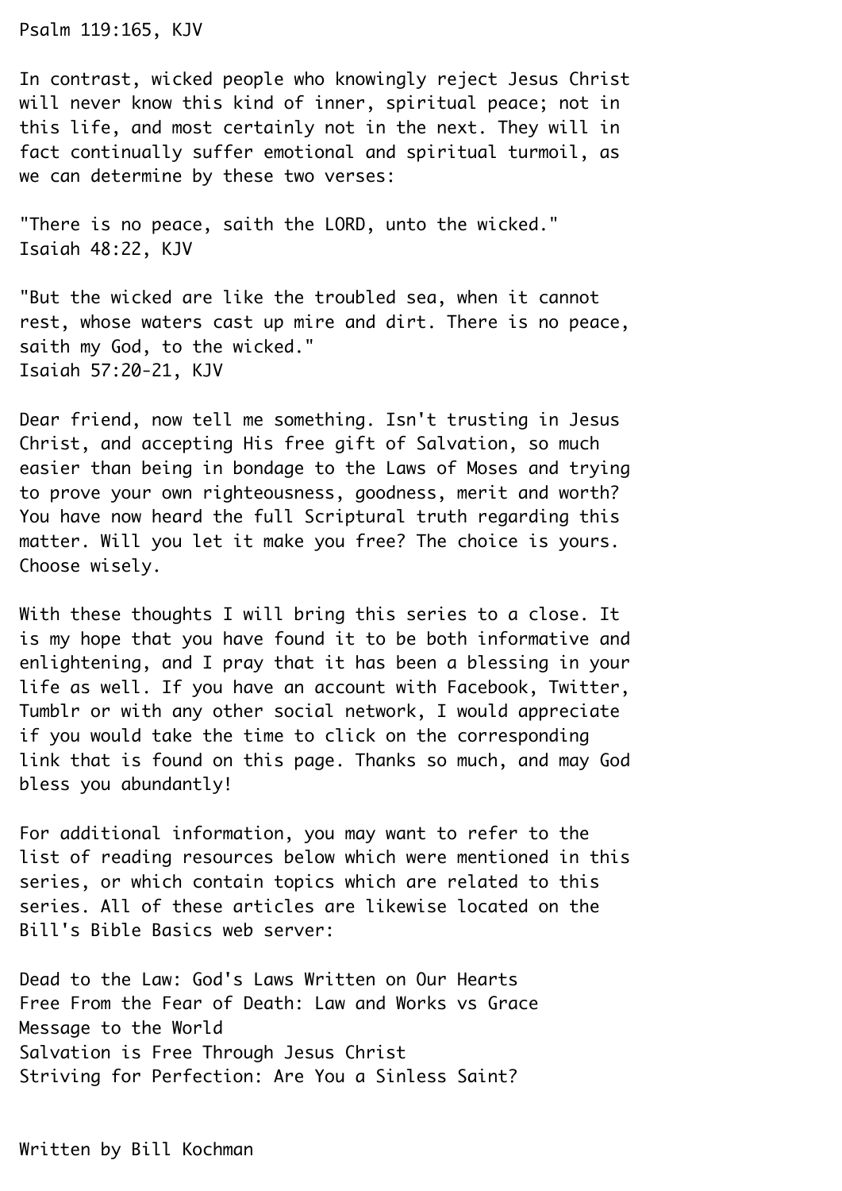Psalm 119:165, KJV

In contrast, wicked people who knowingly reject Jesus Christ will never know this kind of inner, spiritual peace; not in this life, and most certainly not in the next. They will in fact continually suffer emotional and spiritual turmoil, as we can determine by these two verses:

"There is no peace, saith the LORD, unto the wicked."
Isaiah 48:22, KJV

"But the wicked are like the troubled sea, when it cannot rest, whose waters cast up mire and dirt. There is no peace, saith my God, to the wicked."
Isaiah 57:20-21, KJV

Dear friend, now tell me something. Isn't trusting in Jesus Christ, and accepting His free gift of Salvation, so much easier than being in bondage to the Laws of Moses and trying to prove your own righteousness, goodness, merit and worth? You have now heard the full Scriptural truth regarding this matter. Will you let it make you free? The choice is yours. Choose wisely.

With these thoughts I will bring this series to a close. It is my hope that you have found it to be both informative and enlightening, and I pray that it has been a blessing in your life as well. If you have an account with Facebook, Twitter, Tumblr or with any other social network, I would appreciate if you would take the time to click on the corresponding link that is found on this page. Thanks so much, and may God bless you abundantly!

For additional information, you may want to refer to the list of reading resources below which were mentioned in this series, or which contain topics which are related to this series. All of these articles are likewise located on the Bill's Bible Basics web server:

Dead to the Law: God's Laws Written on Our Hearts
Free From the Fear of Death: Law and Works vs Grace
Message to the World
Salvation is Free Through Jesus Christ
Striving for Perfection: Are You a Sinless Saint?

Written by Bill Kochman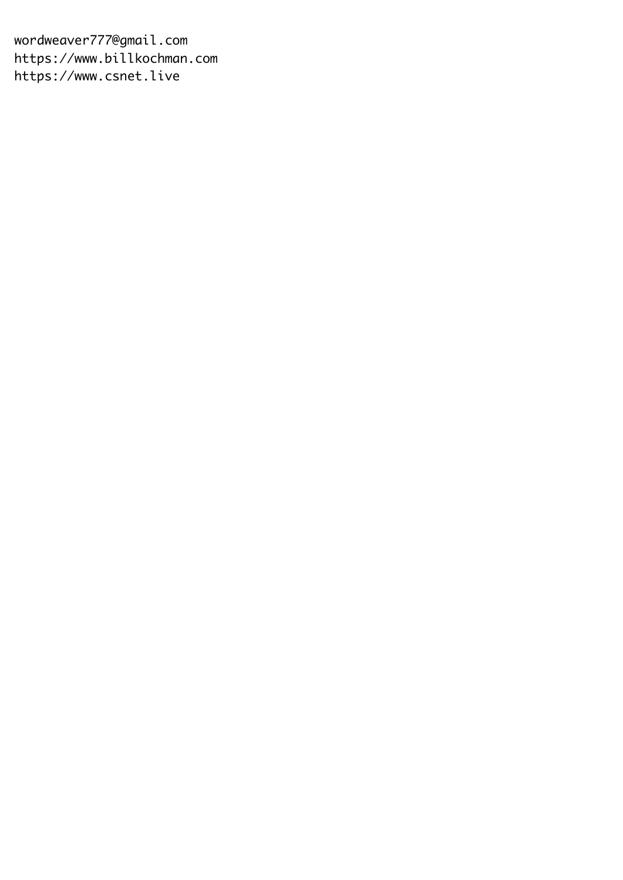wordweaver777@gmail.com
https://www.billkochman.com
https://www.csnet.live